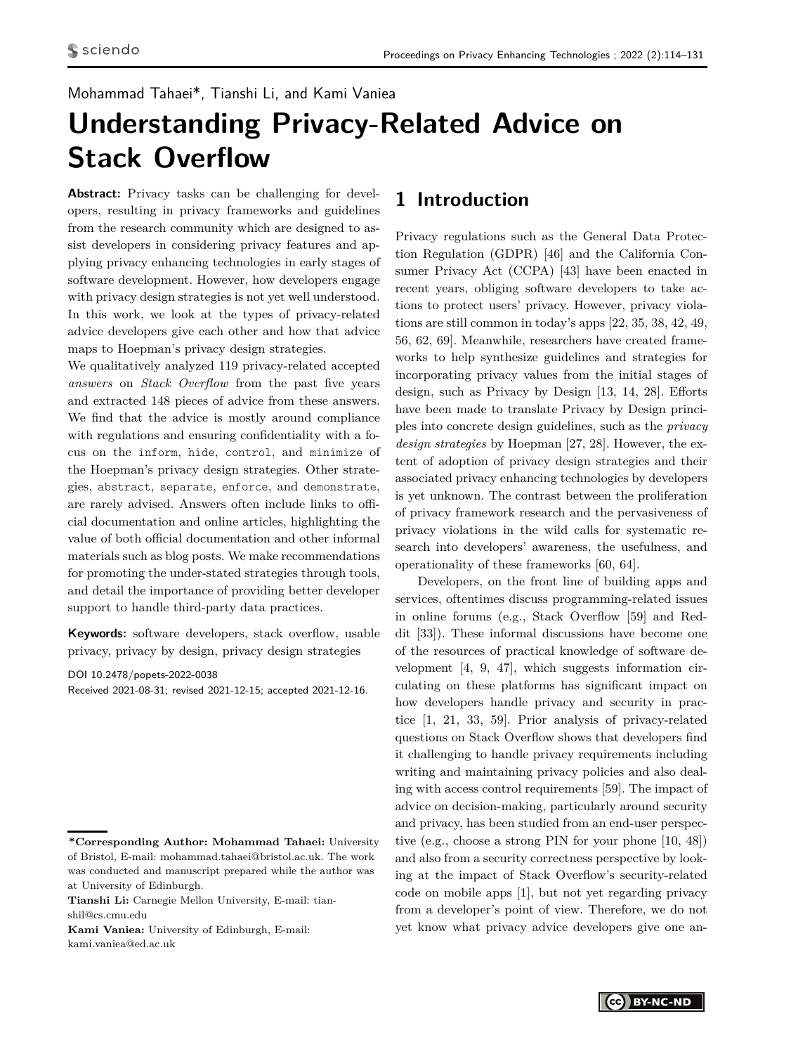Mohammad Tahaei*, Tianshi Li, and Kami Vaniea

# Understanding Privacy-Related Advice on Stack Overflow

**Abstract:** Privacy tasks can be challenging for developers, resulting in privacy frameworks and guidelines from the research community which are designed to assist developers in considering privacy features and applying privacy enhancing technologies in early stages of software development. However, how developers engage with privacy design strategies is not yet well understood. In this work, we look at the types of privacy-related advice developers give each other and how that advice maps to Hoepman's privacy design strategies.

We qualitatively analyzed 119 privacy-related accepted *answers* on *Stack Overflow* from the past five years and extracted 148 pieces of advice from these answers. We find that the advice is mostly around compliance with regulations and ensuring confidentiality with a focus on the `inform`, `hide`, `control`, and `minimize` of the Hoepman's privacy design strategies. Other strategies, `abstract`, `separate`, `enforce`, and `demonstrate`, are rarely advised. Answers often include links to official documentation and online articles, highlighting the value of both official documentation and other informal materials such as blog posts. We make recommendations for promoting the under-stated strategies through tools, and detail the importance of providing better developer support to handle third-party data practices.

**Keywords:** software developers, stack overflow, usable privacy, privacy by design, privacy design strategies

DOI 10.2478/popets-2022-0038
Received 2021-08-31; revised 2021-12-15; accepted 2021-12-16.

## 1 Introduction

Privacy regulations such as the General Data Protection Regulation (GDPR) [46] and the California Consumer Privacy Act (CCPA) [43] have been enacted in recent years, obliging software developers to take actions to protect users' privacy. However, privacy violations are still common in today's apps [22, 35, 38, 42, 49, 56, 62, 69]. Meanwhile, researchers have created frameworks to help synthesize guidelines and strategies for incorporating privacy values from the initial stages of design, such as Privacy by Design [13, 14, 28]. Efforts have been made to translate Privacy by Design principles into concrete design guidelines, such as the *privacy design strategies* by Hoepman [27, 28]. However, the extent of adoption of privacy design strategies and their associated privacy enhancing technologies by developers is yet unknown. The contrast between the proliferation of privacy framework research and the pervasiveness of privacy violations in the wild calls for systematic research into developers' awareness, the usefulness, and operationality of these frameworks [60, 64].

Developers, on the front line of building apps and services, oftentimes discuss programming-related issues in online forums (e.g., Stack Overflow [59] and Reddit [33]). These informal discussions have become one of the resources of practical knowledge of software development [4, 9, 47], which suggests information circulating on these platforms has significant impact on how developers handle privacy and security in practice [1, 21, 33, 59]. Prior analysis of privacy-related questions on Stack Overflow shows that developers find it challenging to handle privacy requirements including writing and maintaining privacy policies and also dealing with access control requirements [59]. The impact of advice on decision-making, particularly around security and privacy, has been studied from an end-user perspective (e.g., choose a strong PIN for your phone [10, 48]) and also from a security correctness perspective by looking at the impact of Stack Overflow's security-related code on mobile apps [1], but not yet regarding privacy from a developer's point of view. Therefore, we do not yet know what privacy advice developers give one an-

---

***Corresponding Author: Mohammad Tahaei:** University of Bristol, E-mail: mohammad.tahaei@bristol.ac.uk. The work was conducted and manuscript prepared while the author was at University of Edinburgh.

**Tianshi Li:** Carnegie Mellon University, E-mail: tianshil@cs.cmu.edu

**Kami Vaniea:** University of Edinburgh, E-mail: kami.vaniea@ed.ac.uk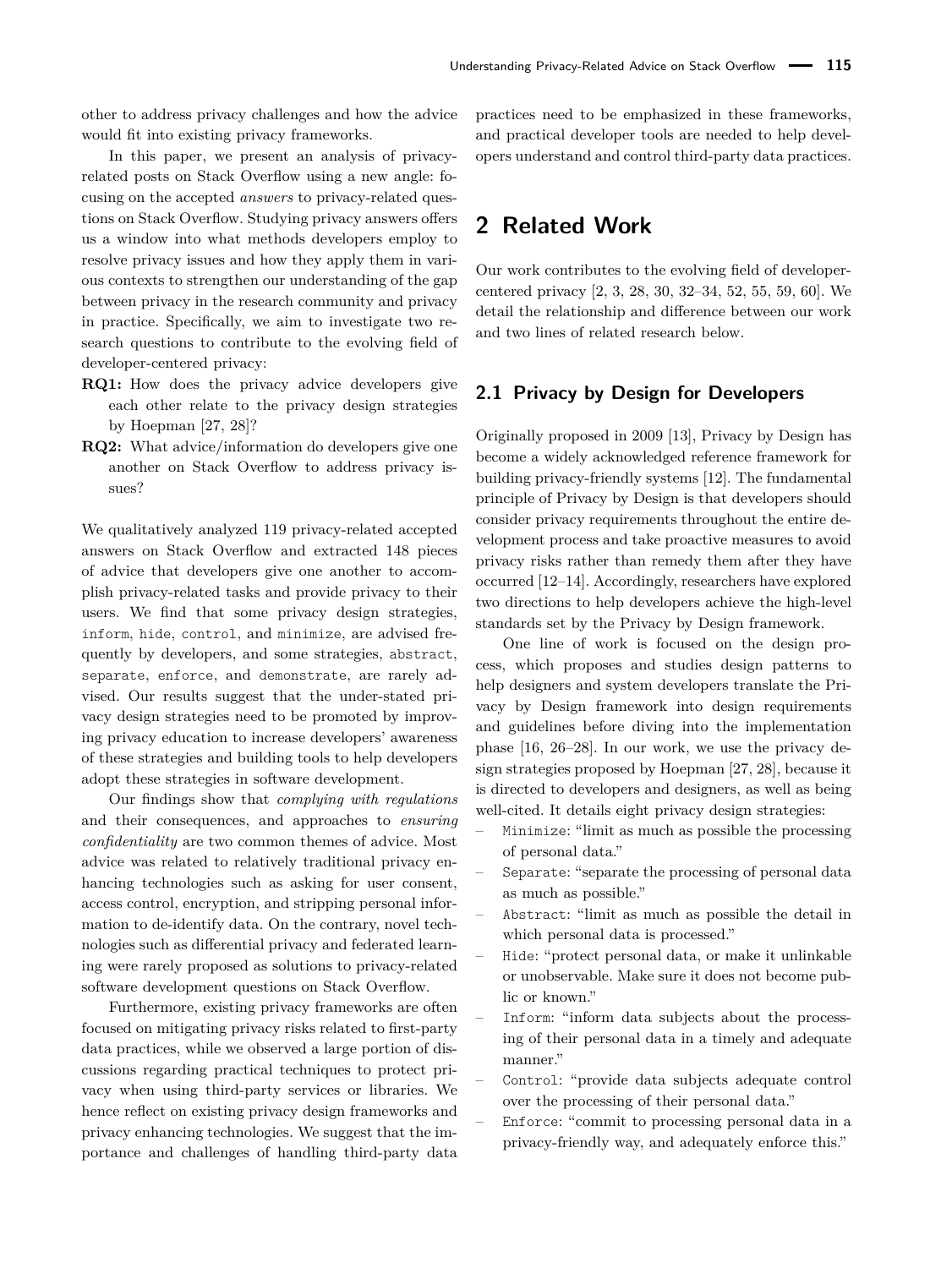other to address privacy challenges and how the advice would fit into existing privacy frameworks.

In this paper, we present an analysis of privacy-related posts on Stack Overflow using a new angle: focusing on the accepted *answers* to privacy-related questions on Stack Overflow. Studying privacy answers offers us a window into what methods developers employ to resolve privacy issues and how they apply them in various contexts to strengthen our understanding of the gap between privacy in the research community and privacy in practice. Specifically, we aim to investigate two research questions to contribute to the evolving field of developer-centered privacy:

**RQ1:** How does the privacy advice developers give each other relate to the privacy design strategies by Hoepman [27, 28]?

**RQ2:** What advice/information do developers give one another on Stack Overflow to address privacy issues?

We qualitatively analyzed 119 privacy-related accepted answers on Stack Overflow and extracted 148 pieces of advice that developers give one another to accomplish privacy-related tasks and provide privacy to their users. We find that some privacy design strategies, `inform`, `hide`, `control`, and `minimize`, are advised frequently by developers, and some strategies, `abstract`, `separate`, `enforce`, and `demonstrate`, are rarely advised. Our results suggest that the under-stated privacy design strategies need to be promoted by improving privacy education to increase developers' awareness of these strategies and building tools to help developers adopt these strategies in software development.

Our findings show that *complying with regulations* and their consequences, and approaches to *ensuring confidentiality* are two common themes of advice. Most advice was related to relatively traditional privacy enhancing technologies such as asking for user consent, access control, encryption, and stripping personal information to de-identify data. On the contrary, novel technologies such as differential privacy and federated learning were rarely proposed as solutions to privacy-related software development questions on Stack Overflow.

Furthermore, existing privacy frameworks are often focused on mitigating privacy risks related to first-party data practices, while we observed a large portion of discussions regarding practical techniques to protect privacy when using third-party services or libraries. We hence reflect on existing privacy design frameworks and privacy enhancing technologies. We suggest that the importance and challenges of handling third-party data practices need to be emphasized in these frameworks, and practical developer tools are needed to help developers understand and control third-party data practices.

## 2 Related Work

Our work contributes to the evolving field of developer-centered privacy [2, 3, 28, 30, 32–34, 52, 55, 59, 60]. We detail the relationship and difference between our work and two lines of related research below.

### 2.1 Privacy by Design for Developers

Originally proposed in 2009 [13], Privacy by Design has become a widely acknowledged reference framework for building privacy-friendly systems [12]. The fundamental principle of Privacy by Design is that developers should consider privacy requirements throughout the entire development process and take proactive measures to avoid privacy risks rather than remedy them after they have occurred [12–14]. Accordingly, researchers have explored two directions to help developers achieve the high-level standards set by the Privacy by Design framework.

One line of work is focused on the design process, which proposes and studies design patterns to help designers and system developers translate the Privacy by Design framework into design requirements and guidelines before diving into the implementation phase [16, 26–28]. In our work, we use the privacy design strategies proposed by Hoepman [27, 28], because it is directed to developers and designers, as well as being well-cited. It details eight privacy design strategies:

- `Minimize`: "limit as much as possible the processing of personal data."
- `Separate`: "separate the processing of personal data as much as possible."
- `Abstract`: "limit as much as possible the detail in which personal data is processed."
- `Hide`: "protect personal data, or make it unlinkable or unobservable. Make sure it does not become public or known."
- `Inform`: "inform data subjects about the processing of their personal data in a timely and adequate manner."
- `Control`: "provide data subjects adequate control over the processing of their personal data."
- `Enforce`: "commit to processing personal data in a privacy-friendly way, and adequately enforce this."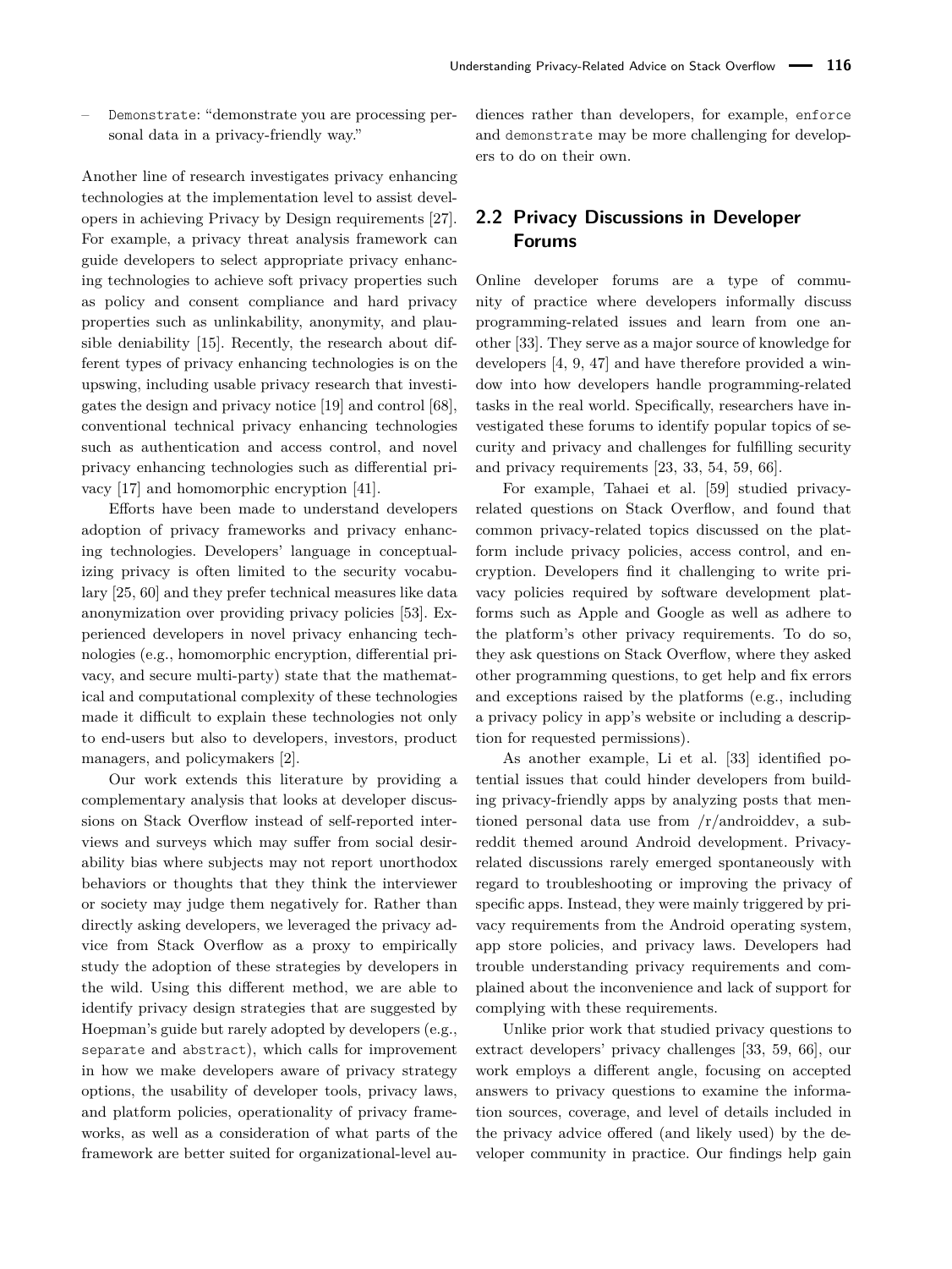– `Demonstrate`: "demonstrate you are processing personal data in a privacy-friendly way."

Another line of research investigates privacy enhancing technologies at the implementation level to assist developers in achieving Privacy by Design requirements [27]. For example, a privacy threat analysis framework can guide developers to select appropriate privacy enhancing technologies to achieve soft privacy properties such as policy and consent compliance and hard privacy properties such as unlinkability, anonymity, and plausible deniability [15]. Recently, the research about different types of privacy enhancing technologies is on the upswing, including usable privacy research that investigates the design and privacy notice [19] and control [68], conventional technical privacy enhancing technologies such as authentication and access control, and novel privacy enhancing technologies such as differential privacy [17] and homomorphic encryption [41].

Efforts have been made to understand developers adoption of privacy frameworks and privacy enhancing technologies. Developers' language in conceptualizing privacy is often limited to the security vocabulary [25, 60] and they prefer technical measures like data anonymization over providing privacy policies [53]. Experienced developers in novel privacy enhancing technologies (e.g., homomorphic encryption, differential privacy, and secure multi-party) state that the mathematical and computational complexity of these technologies made it difficult to explain these technologies not only to end-users but also to developers, investors, product managers, and policymakers [2].

Our work extends this literature by providing a complementary analysis that looks at developer discussions on Stack Overflow instead of self-reported interviews and surveys which may suffer from social desirability bias where subjects may not report unorthodox behaviors or thoughts that they think the interviewer or society may judge them negatively for. Rather than directly asking developers, we leveraged the privacy advice from Stack Overflow as a proxy to empirically study the adoption of these strategies by developers in the wild. Using this different method, we are able to identify privacy design strategies that are suggested by Hoepman's guide but rarely adopted by developers (e.g., `separate` and `abstract`), which calls for improvement in how we make developers aware of privacy strategy options, the usability of developer tools, privacy laws, and platform policies, operationality of privacy frameworks, as well as a consideration of what parts of the framework are better suited for organizational-level audiences rather than developers, for example, `enforce` and `demonstrate` may be more challenging for developers to do on their own.

## 2.2 Privacy Discussions in Developer Forums

Online developer forums are a type of community of practice where developers informally discuss programming-related issues and learn from one another [33]. They serve as a major source of knowledge for developers [4, 9, 47] and have therefore provided a window into how developers handle programming-related tasks in the real world. Specifically, researchers have investigated these forums to identify popular topics of security and privacy and challenges for fulfilling security and privacy requirements [23, 33, 54, 59, 66].

For example, Tahaei et al. [59] studied privacy-related questions on Stack Overflow, and found that common privacy-related topics discussed on the platform include privacy policies, access control, and encryption. Developers find it challenging to write privacy policies required by software development platforms such as Apple and Google as well as adhere to the platform's other privacy requirements. To do so, they ask questions on Stack Overflow, where they asked other programming questions, to get help and fix errors and exceptions raised by the platforms (e.g., including a privacy policy in app's website or including a description for requested permissions).

As another example, Li et al. [33] identified potential issues that could hinder developers from building privacy-friendly apps by analyzing posts that mentioned personal data use from /r/androiddev, a subreddit themed around Android development. Privacy-related discussions rarely emerged spontaneously with regard to troubleshooting or improving the privacy of specific apps. Instead, they were mainly triggered by privacy requirements from the Android operating system, app store policies, and privacy laws. Developers had trouble understanding privacy requirements and complained about the inconvenience and lack of support for complying with these requirements.

Unlike prior work that studied privacy questions to extract developers' privacy challenges [33, 59, 66], our work employs a different angle, focusing on accepted answers to privacy questions to examine the information sources, coverage, and level of details included in the privacy advice offered (and likely used) by the developer community in practice. Our findings help gain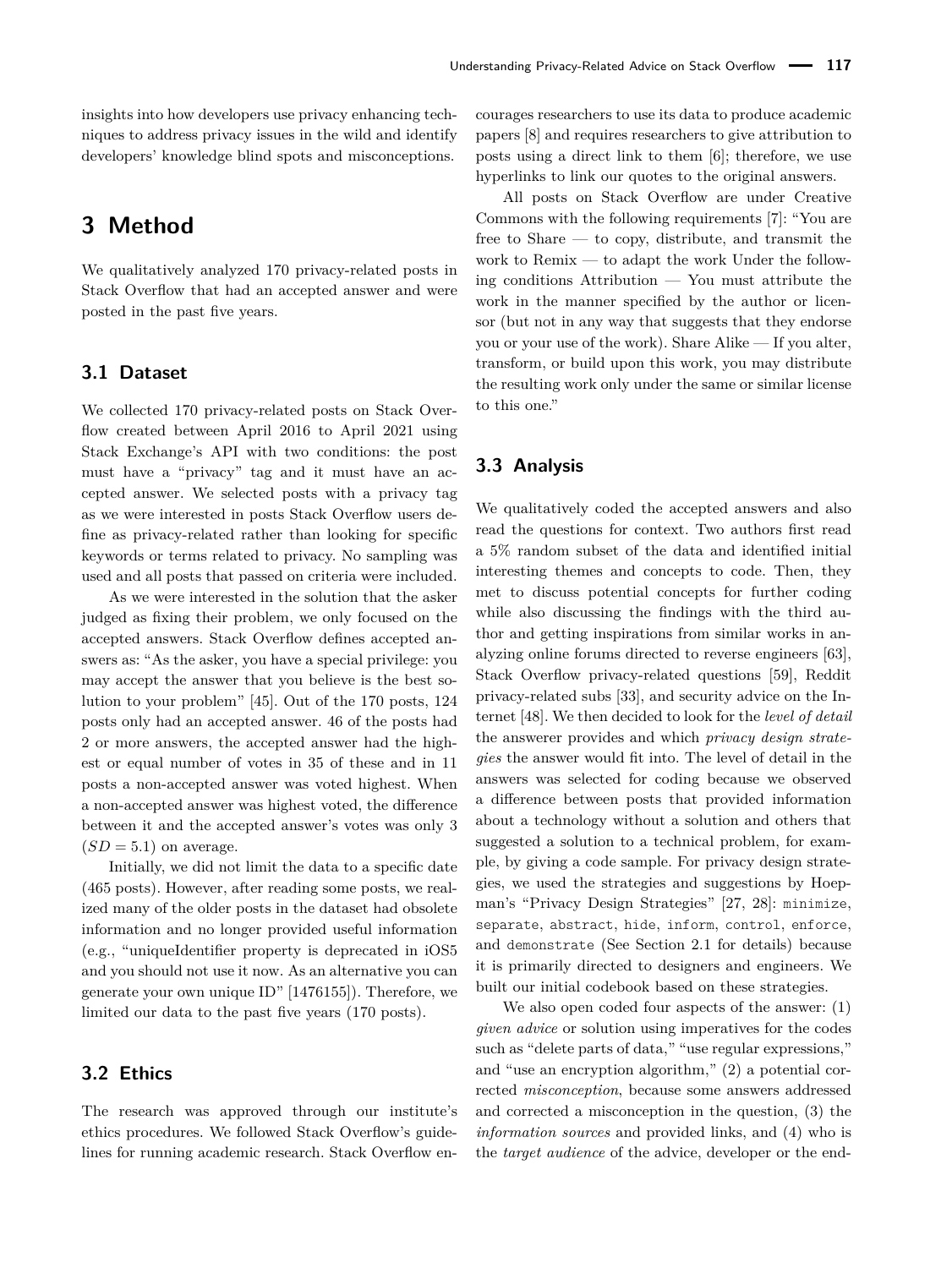insights into how developers use privacy enhancing techniques to address privacy issues in the wild and identify developers' knowledge blind spots and misconceptions.

# 3 Method

We qualitatively analyzed 170 privacy-related posts in Stack Overflow that had an accepted answer and were posted in the past five years.

## 3.1 Dataset

We collected 170 privacy-related posts on Stack Overflow created between April 2016 to April 2021 using Stack Exchange's API with two conditions: the post must have a "privacy" tag and it must have an accepted answer. We selected posts with a privacy tag as we were interested in posts Stack Overflow users define as privacy-related rather than looking for specific keywords or terms related to privacy. No sampling was used and all posts that passed on criteria were included.

As we were interested in the solution that the asker judged as fixing their problem, we only focused on the accepted answers. Stack Overflow defines accepted answers as: "As the asker, you have a special privilege: you may accept the answer that you believe is the best solution to your problem" [45]. Out of the 170 posts, 124 posts only had an accepted answer. 46 of the posts had 2 or more answers, the accepted answer had the highest or equal number of votes in 35 of these and in 11 posts a non-accepted answer was voted highest. When a non-accepted answer was highest voted, the difference between it and the accepted answer's votes was only 3 ($SD = 5.1$) on average.

Initially, we did not limit the data to a specific date (465 posts). However, after reading some posts, we realized many of the older posts in the dataset had obsolete information and no longer provided useful information (e.g., "uniqueIdentifier property is deprecated in iOS5 and you should not use it now. As an alternative you can generate your own unique ID" [1476155]). Therefore, we limited our data to the past five years (170 posts).

## 3.2 Ethics

The research was approved through our institute's ethics procedures. We followed Stack Overflow's guidelines for running academic research. Stack Overflow encourages researchers to use its data to produce academic papers [8] and requires researchers to give attribution to posts using a direct link to them [6]; therefore, we use hyperlinks to link our quotes to the original answers.

All posts on Stack Overflow are under Creative Commons with the following requirements [7]: "You are free to Share — to copy, distribute, and transmit the work to Remix — to adapt the work Under the following conditions Attribution — You must attribute the work in the manner specified by the author or licensor (but not in any way that suggests that they endorse you or your use of the work). Share Alike — If you alter, transform, or build upon this work, you may distribute the resulting work only under the same or similar license to this one."

## 3.3 Analysis

We qualitatively coded the accepted answers and also read the questions for context. Two authors first read a 5% random subset of the data and identified initial interesting themes and concepts to code. Then, they met to discuss potential concepts for further coding while also discussing the findings with the third author and getting inspirations from similar works in analyzing online forums directed to reverse engineers [63], Stack Overflow privacy-related questions [59], Reddit privacy-related subs [33], and security advice on the Internet [48]. We then decided to look for the *level of detail* the answerer provides and which *privacy design strategies* the answer would fit into. The level of detail in the answers was selected for coding because we observed a difference between posts that provided information about a technology without a solution and others that suggested a solution to a technical problem, for example, by giving a code sample. For privacy design strategies, we used the strategies and suggestions by Hoepman's "Privacy Design Strategies" [27, 28]: `minimize`, `separate`, `abstract`, `hide`, `inform`, `control`, `enforce`, and `demonstrate` (See Section 2.1 for details) because it is primarily directed to designers and engineers. We built our initial codebook based on these strategies.

We also open coded four aspects of the answer: (1) *given advice* or solution using imperatives for the codes such as "delete parts of data," "use regular expressions," and "use an encryption algorithm," (2) a potential corrected *misconception*, because some answers addressed and corrected a misconception in the question, (3) the *information sources* and provided links, and (4) who is the *target audience* of the advice, developer or the end-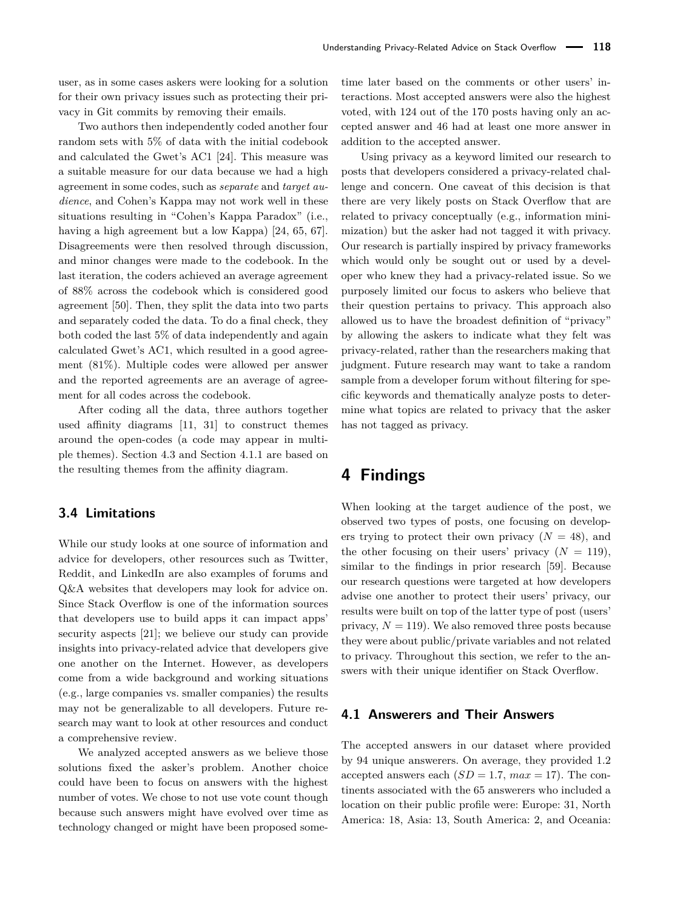user, as in some cases askers were looking for a solution for their own privacy issues such as protecting their privacy in Git commits by removing their emails.

Two authors then independently coded another four random sets with 5% of data with the initial codebook and calculated the Gwet's AC1 [24]. This measure was a suitable measure for our data because we had a high agreement in some codes, such as *separate* and *target audience*, and Cohen's Kappa may not work well in these situations resulting in "Cohen's Kappa Paradox" (i.e., having a high agreement but a low Kappa) [24, 65, 67]. Disagreements were then resolved through discussion, and minor changes were made to the codebook. In the last iteration, the coders achieved an average agreement of 88% across the codebook which is considered good agreement [50]. Then, they split the data into two parts and separately coded the data. To do a final check, they both coded the last 5% of data independently and again calculated Gwet's AC1, which resulted in a good agreement (81%). Multiple codes were allowed per answer and the reported agreements are an average of agreement for all codes across the codebook.

After coding all the data, three authors together used affinity diagrams [11, 31] to construct themes around the open-codes (a code may appear in multiple themes). Section 4.3 and Section 4.1.1 are based on the resulting themes from the affinity diagram.

### 3.4 Limitations

While our study looks at one source of information and advice for developers, other resources such as Twitter, Reddit, and LinkedIn are also examples of forums and Q&A websites that developers may look for advice on. Since Stack Overflow is one of the information sources that developers use to build apps it can impact apps' security aspects [21]; we believe our study can provide insights into privacy-related advice that developers give one another on the Internet. However, as developers come from a wide background and working situations (e.g., large companies vs. smaller companies) the results may not be generalizable to all developers. Future research may want to look at other resources and conduct a comprehensive review.

We analyzed accepted answers as we believe those solutions fixed the asker's problem. Another choice could have been to focus on answers with the highest number of votes. We chose to not use vote count though because such answers might have evolved over time as technology changed or might have been proposed some-time later based on the comments or other users' interactions. Most accepted answers were also the highest voted, with 124 out of the 170 posts having only an accepted answer and 46 had at least one more answer in addition to the accepted answer.

Using privacy as a keyword limited our research to posts that developers considered a privacy-related challenge and concern. One caveat of this decision is that there are very likely posts on Stack Overflow that are related to privacy conceptually (e.g., information minimization) but the asker had not tagged it with privacy. Our research is partially inspired by privacy frameworks which would only be sought out or used by a developer who knew they had a privacy-related issue. So we purposely limited our focus to askers who believe that their question pertains to privacy. This approach also allowed us to have the broadest definition of "privacy" by allowing the askers to indicate what they felt was privacy-related, rather than the researchers making that judgment. Future research may want to take a random sample from a developer forum without filtering for specific keywords and thematically analyze posts to determine what topics are related to privacy that the asker has not tagged as privacy.

## 4 Findings

When looking at the target audience of the post, we observed two types of posts, one focusing on developers trying to protect their own privacy ($N = 48$), and the other focusing on their users' privacy ($N = 119$), similar to the findings in prior research [59]. Because our research questions were targeted at how developers advise one another to protect their users' privacy, our results were built on top of the latter type of post (users' privacy, $N = 119$). We also removed three posts because they were about public/private variables and not related to privacy. Throughout this section, we refer to the answers with their unique identifier on Stack Overflow.

### 4.1 Answerers and Their Answers

The accepted answers in our dataset where provided by 94 unique answerers. On average, they provided 1.2 accepted answers each ($SD = 1.7$, $max = 17$). The continents associated with the 65 answerers who included a location on their public profile were: Europe: 31, North America: 18, Asia: 13, South America: 2, and Oceania: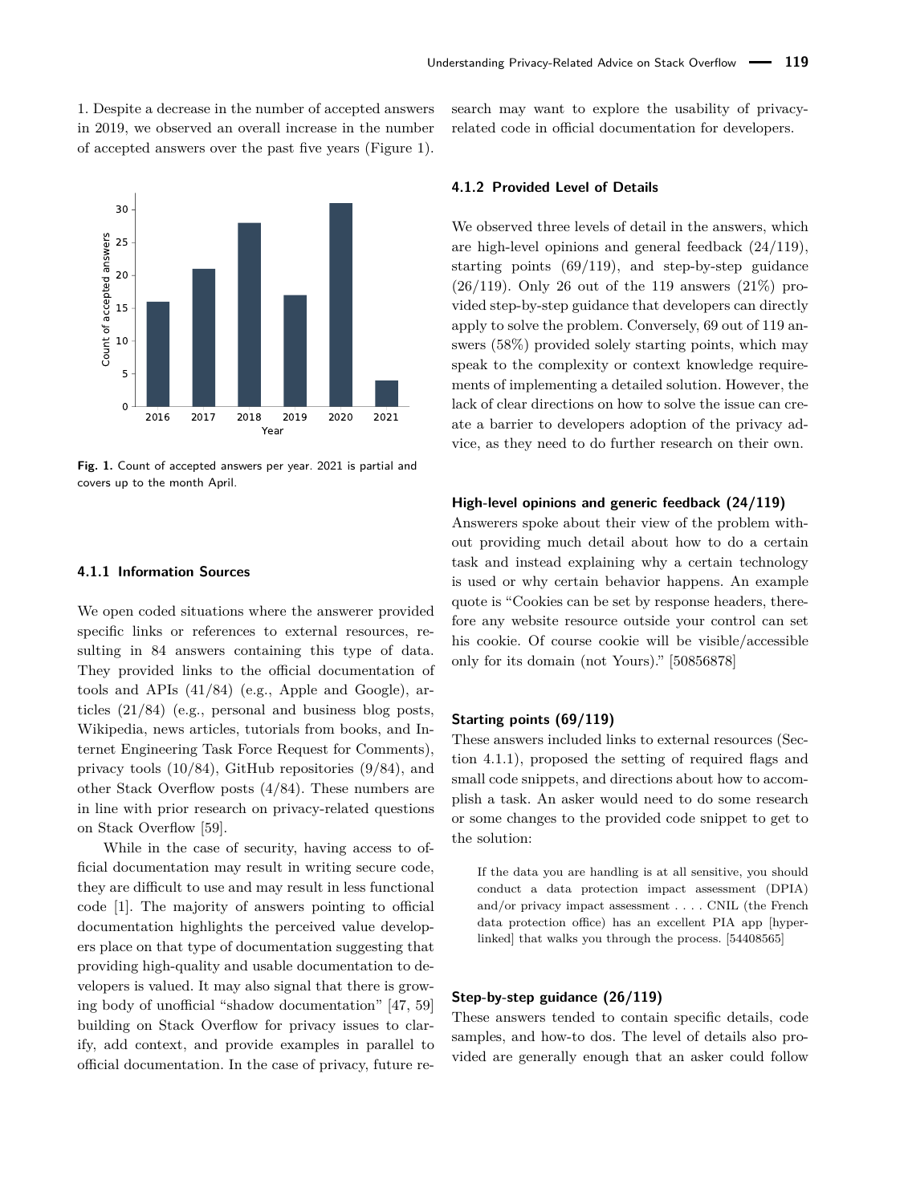1. Despite a decrease in the number of accepted answers in 2019, we observed an overall increase in the number of accepted answers over the past five years (Figure 1).

**Fig. 1.** Count of accepted answers per year. 2021 is partial and covers up to the month April.

#### 4.1.1 Information Sources

We open coded situations where the answerer provided specific links or references to external resources, resulting in 84 answers containing this type of data. They provided links to the official documentation of tools and APIs (41/84) (e.g., Apple and Google), articles (21/84) (e.g., personal and business blog posts, Wikipedia, news articles, tutorials from books, and Internet Engineering Task Force Request for Comments), privacy tools (10/84), GitHub repositories (9/84), and other Stack Overflow posts (4/84). These numbers are in line with prior research on privacy-related questions on Stack Overflow [59].

While in the case of security, having access to official documentation may result in writing secure code, they are difficult to use and may result in less functional code [1]. The majority of answers pointing to official documentation highlights the perceived value developers place on that type of documentation suggesting that providing high-quality and usable documentation to developers is valued. It may also signal that there is growing body of unofficial "shadow documentation" [47, 59] building on Stack Overflow for privacy issues to clarify, add context, and provide examples in parallel to official documentation. In the case of privacy, future research may want to explore the usability of privacy-related code in official documentation for developers.

#### 4.1.2 Provided Level of Details

We observed three levels of detail in the answers, which are high-level opinions and general feedback (24/119), starting points (69/119), and step-by-step guidance (26/119). Only 26 out of the 119 answers (21%) provided step-by-step guidance that developers can directly apply to solve the problem. Conversely, 69 out of 119 answers (58%) provided solely starting points, which may speak to the complexity or context knowledge requirements of implementing a detailed solution. However, the lack of clear directions on how to solve the issue can create a barrier to developers adoption of the privacy advice, as they need to do further research on their own.

**High-level opinions and generic feedback (24/119)**
Answerers spoke about their view of the problem without providing much detail about how to do a certain task and instead explaining why a certain technology is used or why certain behavior happens. An example quote is "Cookies can be set by response headers, therefore any website resource outside your control can set his cookie. Of course cookie will be visible/accessible only for its domain (not Yours)." [50856878]

**Starting points (69/119)**
These answers included links to external resources (Section 4.1.1), proposed the setting of required flags and small code snippets, and directions about how to accomplish a task. An asker would need to do some research or some changes to the provided code snippet to get to the solution:

> If the data you are handling is at all sensitive, you should conduct a data protection impact assessment (DPIA) and/or privacy impact assessment . . . . CNIL (the French data protection office) has an excellent PIA app [hyperlinked] that walks you through the process. [54408565]

**Step-by-step guidance (26/119)**
These answers tended to contain specific details, code samples, and how-to dos. The level of details also provided are generally enough that an asker could follow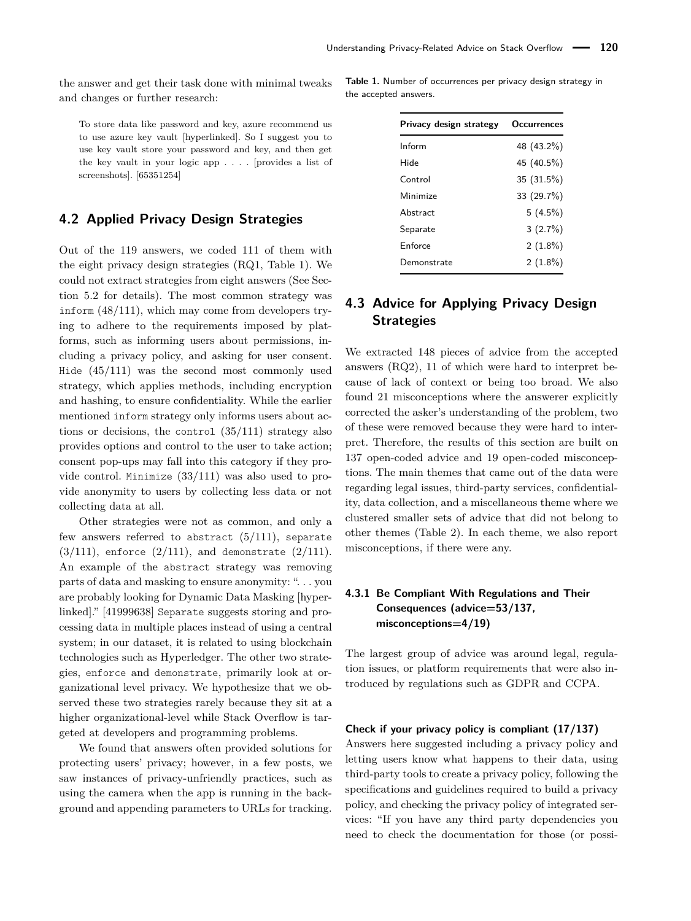the answer and get their task done with minimal tweaks and changes or further research:

> To store data like password and key, azure recommend us to use azure key vault [hyperlinked]. So I suggest you to use key vault store your password and key, and then get the key vault in your logic app . . . . [provides a list of screenshots]. [65351254]

## 4.2 Applied Privacy Design Strategies

Out of the 119 answers, we coded 111 of them with the eight privacy design strategies (RQ1, Table 1). We could not extract strategies from eight answers (See Section 5.2 for details). The most common strategy was `inform` (48/111), which may come from developers trying to adhere to the requirements imposed by platforms, such as informing users about permissions, including a privacy policy, and asking for user consent. `Hide` (45/111) was the second most commonly used strategy, which applies methods, including encryption and hashing, to ensure confidentiality. While the earlier mentioned `inform` strategy only informs users about actions or decisions, the `control` (35/111) strategy also provides options and control to the user to take action; consent pop-ups may fall into this category if they provide control. `Minimize` (33/111) was also used to provide anonymity to users by collecting less data or not collecting data at all.

Other strategies were not as common, and only a few answers referred to `abstract` (5/111), `separate` (3/111), `enforce` (2/111), and `demonstrate` (2/111). An example of the `abstract` strategy was removing parts of data and masking to ensure anonymity: ". . . you are probably looking for Dynamic Data Masking [hyperlinked]." [41999638] `Separate` suggests storing and processing data in multiple places instead of using a central system; in our dataset, it is related to using blockchain technologies such as Hyperledger. The other two strategies, `enforce` and `demonstrate`, primarily look at organizational level privacy. We hypothesize that we observed these two strategies rarely because they sit at a higher organizational-level while Stack Overflow is targeted at developers and programming problems.

We found that answers often provided solutions for protecting users' privacy; however, in a few posts, we saw instances of privacy-unfriendly practices, such as using the camera when the app is running in the background and appending parameters to URLs for tracking.

**Table 1.** Number of occurrences per privacy design strategy in the accepted answers.

| Privacy design strategy | Occurrences |
|---|---|
| Inform | 48 (43.2%) |
| Hide | 45 (40.5%) |
| Control | 35 (31.5%) |
| Minimize | 33 (29.7%) |
| Abstract | 5 (4.5%) |
| Separate | 3 (2.7%) |
| Enforce | 2 (1.8%) |
| Demonstrate | 2 (1.8%) |

## 4.3 Advice for Applying Privacy Design Strategies

We extracted 148 pieces of advice from the accepted answers (RQ2), 11 of which were hard to interpret because of lack of context or being too broad. We also found 21 misconceptions where the answerer explicitly corrected the asker's understanding of the problem, two of these were removed because they were hard to interpret. Therefore, the results of this section are built on 137 open-coded advice and 19 open-coded misconceptions. The main themes that came out of the data were regarding legal issues, third-party services, confidentiality, data collection, and a miscellaneous theme where we clustered smaller sets of advice that did not belong to other themes (Table 2). In each theme, we also report misconceptions, if there were any.

### 4.3.1 Be Compliant With Regulations and Their Consequences (advice=53/137, misconceptions=4/19)

The largest group of advice was around legal, regulation issues, or platform requirements that were also introduced by regulations such as GDPR and CCPA.

#### Check if your privacy policy is compliant (17/137)

Answers here suggested including a privacy policy and letting users know what happens to their data, using third-party tools to create a privacy policy, following the specifications and guidelines required to build a privacy policy, and checking the privacy policy of integrated services: "If you have any third party dependencies you need to check the documentation for those (or possi-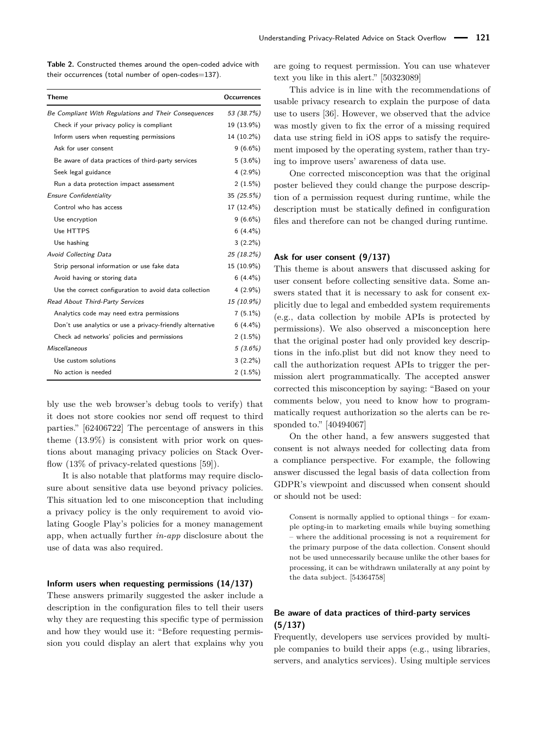**Table 2.** Constructed themes around the open-coded advice with their occurrences (total number of open-codes=137).

| Theme | Occurrences |
|---|---|
| *Be Compliant With Regulations and Their Consequences* | *53 (38.7%)* |
| Check if your privacy policy is compliant | 19 (13.9%) |
| Inform users when requesting permissions | 14 (10.2%) |
| Ask for user consent | 9 (6.6%) |
| Be aware of data practices of third-party services | 5 (3.6%) |
| Seek legal guidance | 4 (2.9%) |
| Run a data protection impact assessment | 2 (1.5%) |
| *Ensure Confidentiality* | 35 *(25.5%)* |
| Control who has access | 17 (12.4%) |
| Use encryption | 9 (6.6%) |
| Use HTTPS | 6 (4.4%) |
| Use hashing | 3 (2.2%) |
| *Avoid Collecting Data* | *25 (18.2%)* |
| Strip personal information or use fake data | 15 (10.9%) |
| Avoid having or storing data | 6 (4.4%) |
| Use the correct configuration to avoid data collection | 4 (2.9%) |
| *Read About Third-Party Services* | *15 (10.9%)* |
| Analytics code may need extra permissions | 7 (5.1%) |
| Don't use analytics or use a privacy-friendly alternative | 6 (4.4%) |
| Check ad networks' policies and permissions | 2 (1.5%) |
| *Miscellaneous* | *5 (3.6%)* |
| Use custom solutions | 3 (2.2%) |
| No action is needed | 2 (1.5%) |

bly use the web browser's debug tools to verify) that it does not store cookies nor send off request to third parties." [62406722] The percentage of answers in this theme (13.9%) is consistent with prior work on questions about managing privacy policies on Stack Overflow (13% of privacy-related questions [59]).

It is also notable that platforms may require disclosure about sensitive data use beyond privacy policies. This situation led to one misconception that including a privacy policy is the only requirement to avoid violating Google Play's policies for a money management app, when actually further *in-app* disclosure about the use of data was also required.

#### Inform users when requesting permissions (14/137)

These answers primarily suggested the asker include a description in the configuration files to tell their users why they are requesting this specific type of permission and how they would use it: "Before requesting permission you could display an alert that explains why you are going to request permission. You can use whatever text you like in this alert." [50323089]

This advice is in line with the recommendations of usable privacy research to explain the purpose of data use to users [36]. However, we observed that the advice was mostly given to fix the error of a missing required data use string field in iOS apps to satisfy the requirement imposed by the operating system, rather than trying to improve users' awareness of data use.

One corrected misconception was that the original poster believed they could change the purpose description of a permission request during runtime, while the description must be statically defined in configuration files and therefore can not be changed during runtime.

#### Ask for user consent (9/137)

This theme is about answers that discussed asking for user consent before collecting sensitive data. Some answers stated that it is necessary to ask for consent explicitly due to legal and embedded system requirements (e.g., data collection by mobile APIs is protected by permissions). We also observed a misconception here that the original poster had only provided key descriptions in the info.plist but did not know they need to call the authorization request APIs to trigger the permission alert programmatically. The accepted answer corrected this misconception by saying: "Based on your comments below, you need to know how to programmatically request authorization so the alerts can be responded to." [40494067]

On the other hand, a few answers suggested that consent is not always needed for collecting data from a compliance perspective. For example, the following answer discussed the legal basis of data collection from GDPR's viewpoint and discussed when consent should or should not be used:

> Consent is normally applied to optional things – for example opting-in to marketing emails while buying something – where the additional processing is not a requirement for the primary purpose of the data collection. Consent should not be used unnecessarily because unlike the other bases for processing, it can be withdrawn unilaterally at any point by the data subject. [54364758]

#### Be aware of data practices of third-party services (5/137)

Frequently, developers use services provided by multiple companies to build their apps (e.g., using libraries, servers, and analytics services). Using multiple services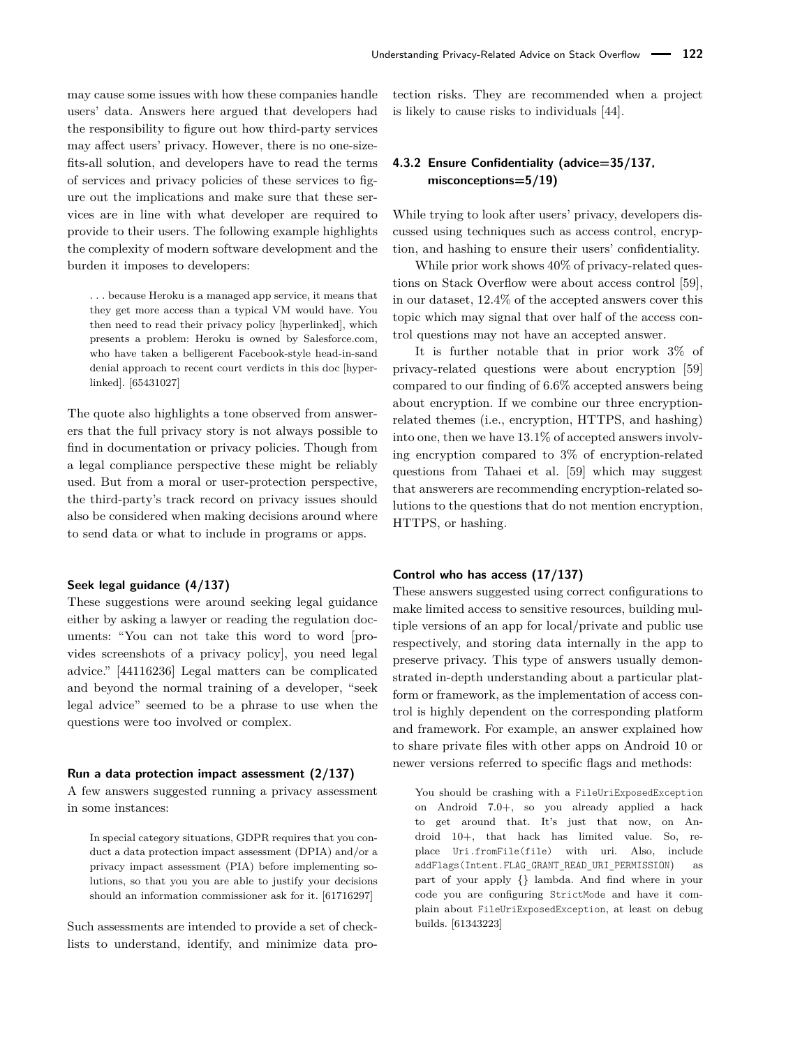may cause some issues with how these companies handle users' data. Answers here argued that developers had the responsibility to figure out how third-party services may affect users' privacy. However, there is no one-size-fits-all solution, and developers have to read the terms of services and privacy policies of these services to figure out the implications and make sure that these services are in line with what developer are required to provide to their users. The following example highlights the complexity of modern software development and the burden it imposes to developers:

> . . . because Heroku is a managed app service, it means that they get more access than a typical VM would have. You then need to read their privacy policy [hyperlinked], which presents a problem: Heroku is owned by Salesforce.com, who have taken a belligerent Facebook-style head-in-sand denial approach to recent court verdicts in this doc [hyperlinked]. [65431027]

The quote also highlights a tone observed from answerers that the full privacy story is not always possible to find in documentation or privacy policies. Though from a legal compliance perspective these might be reliably used. But from a moral or user-protection perspective, the third-party's track record on privacy issues should also be considered when making decisions around where to send data or what to include in programs or apps.

#### Seek legal guidance (4/137)

These suggestions were around seeking legal guidance either by asking a lawyer or reading the regulation documents: "You can not take this word to word [provides screenshots of a privacy policy], you need legal advice." [44116236] Legal matters can be complicated and beyond the normal training of a developer, "seek legal advice" seemed to be a phrase to use when the questions were too involved or complex.

#### Run a data protection impact assessment (2/137)

A few answers suggested running a privacy assessment in some instances:

> In special category situations, GDPR requires that you conduct a data protection impact assessment (DPIA) and/or a privacy impact assessment (PIA) before implementing solutions, so that you you are able to justify your decisions should an information commissioner ask for it. [61716297]

Such assessments are intended to provide a set of checklists to understand, identify, and minimize data protection risks. They are recommended when a project is likely to cause risks to individuals [44].

### 4.3.2 Ensure Confidentiality (advice=35/137, misconceptions=5/19)

While trying to look after users' privacy, developers discussed using techniques such as access control, encryption, and hashing to ensure their users' confidentiality.

While prior work shows 40% of privacy-related questions on Stack Overflow were about access control [59], in our dataset, 12.4% of the accepted answers cover this topic which may signal that over half of the access control questions may not have an accepted answer.

It is further notable that in prior work 3% of privacy-related questions were about encryption [59] compared to our finding of 6.6% accepted answers being about encryption. If we combine our three encryption-related themes (i.e., encryption, HTTPS, and hashing) into one, then we have 13.1% of accepted answers involving encryption compared to 3% of encryption-related questions from Tahaei et al. [59] which may suggest that answerers are recommending encryption-related solutions to the questions that do not mention encryption, HTTPS, or hashing.

#### Control who has access (17/137)

These answers suggested using correct configurations to make limited access to sensitive resources, building multiple versions of an app for local/private and public use respectively, and storing data internally in the app to preserve privacy. This type of answers usually demonstrated in-depth understanding about a particular platform or framework, as the implementation of access control is highly dependent on the corresponding platform and framework. For example, an answer explained how to share private files with other apps on Android 10 or newer versions referred to specific flags and methods:

> You should be crashing with a `FileUriExposedException` on Android 7.0+, so you already applied a hack to get around that. It's just that now, on Android 10+, that hack has limited value. So, replace `Uri.fromFile(file)` with uri. Also, include `addFlags(Intent.FLAG_GRANT_READ_URI_PERMISSION)` as part of your apply {} lambda. And find where in your code you are configuring `StrictMode` and have it complain about `FileUriExposedException`, at least on debug builds. [61343223]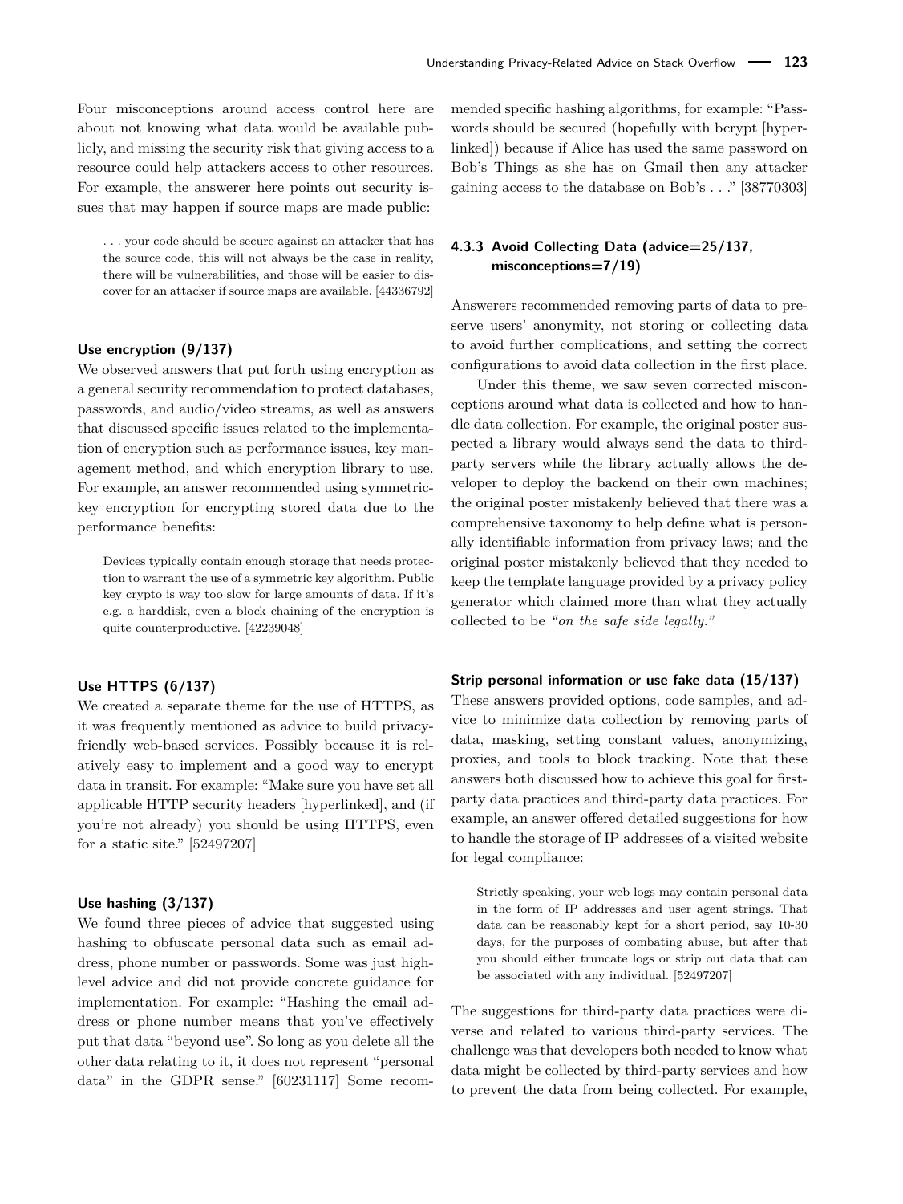Four misconceptions around access control here are about not knowing what data would be available publicly, and missing the security risk that giving access to a resource could help attackers access to other resources. For example, the answerer here points out security issues that may happen if source maps are made public:

> . . . your code should be secure against an attacker that has the source code, this will not always be the case in reality, there will be vulnerabilities, and those will be easier to discover for an attacker if source maps are available. [44336792]

#### Use encryption (9/137)

We observed answers that put forth using encryption as a general security recommendation to protect databases, passwords, and audio/video streams, as well as answers that discussed specific issues related to the implementation of encryption such as performance issues, key management method, and which encryption library to use. For example, an answer recommended using symmetric-key encryption for encrypting stored data due to the performance benefits:

> Devices typically contain enough storage that needs protection to warrant the use of a symmetric key algorithm. Public key crypto is way too slow for large amounts of data. If it's e.g. a harddisk, even a block chaining of the encryption is quite counterproductive. [42239048]

#### Use HTTPS (6/137)

We created a separate theme for the use of HTTPS, as it was frequently mentioned as advice to build privacy-friendly web-based services. Possibly because it is relatively easy to implement and a good way to encrypt data in transit. For example: "Make sure you have set all applicable HTTP security headers [hyperlinked], and (if you're not already) you should be using HTTPS, even for a static site." [52497207]

#### Use hashing (3/137)

We found three pieces of advice that suggested using hashing to obfuscate personal data such as email address, phone number or passwords. Some was just high-level advice and did not provide concrete guidance for implementation. For example: "Hashing the email address or phone number means that you've effectively put that data "beyond use". So long as you delete all the other data relating to it, it does not represent "personal data" in the GDPR sense." [60231117] Some recommended specific hashing algorithms, for example: "Passwords should be secured (hopefully with bcrypt [hyperlinked]) because if Alice has used the same password on Bob's Things as she has on Gmail then any attacker gaining access to the database on Bob's . . ." [38770303]

### 4.3.3 Avoid Collecting Data (advice=25/137, misconceptions=7/19)

Answerers recommended removing parts of data to preserve users' anonymity, not storing or collecting data to avoid further complications, and setting the correct configurations to avoid data collection in the first place.

Under this theme, we saw seven corrected misconceptions around what data is collected and how to handle data collection. For example, the original poster suspected a library would always send the data to third-party servers while the library actually allows the developer to deploy the backend on their own machines; the original poster mistakenly believed that there was a comprehensive taxonomy to help define what is personally identifiable information from privacy laws; and the original poster mistakenly believed that they needed to keep the template language provided by a privacy policy generator which claimed more than what they actually collected to be *"on the safe side legally."*

#### Strip personal information or use fake data (15/137)

These answers provided options, code samples, and advice to minimize data collection by removing parts of data, masking, setting constant values, anonymizing, proxies, and tools to block tracking. Note that these answers both discussed how to achieve this goal for first-party data practices and third-party data practices. For example, an answer offered detailed suggestions for how to handle the storage of IP addresses of a visited website for legal compliance:

> Strictly speaking, your web logs may contain personal data in the form of IP addresses and user agent strings. That data can be reasonably kept for a short period, say 10-30 days, for the purposes of combating abuse, but after that you should either truncate logs or strip out data that can be associated with any individual. [52497207]

The suggestions for third-party data practices were diverse and related to various third-party services. The challenge was that developers both needed to know what data might be collected by third-party services and how to prevent the data from being collected. For example,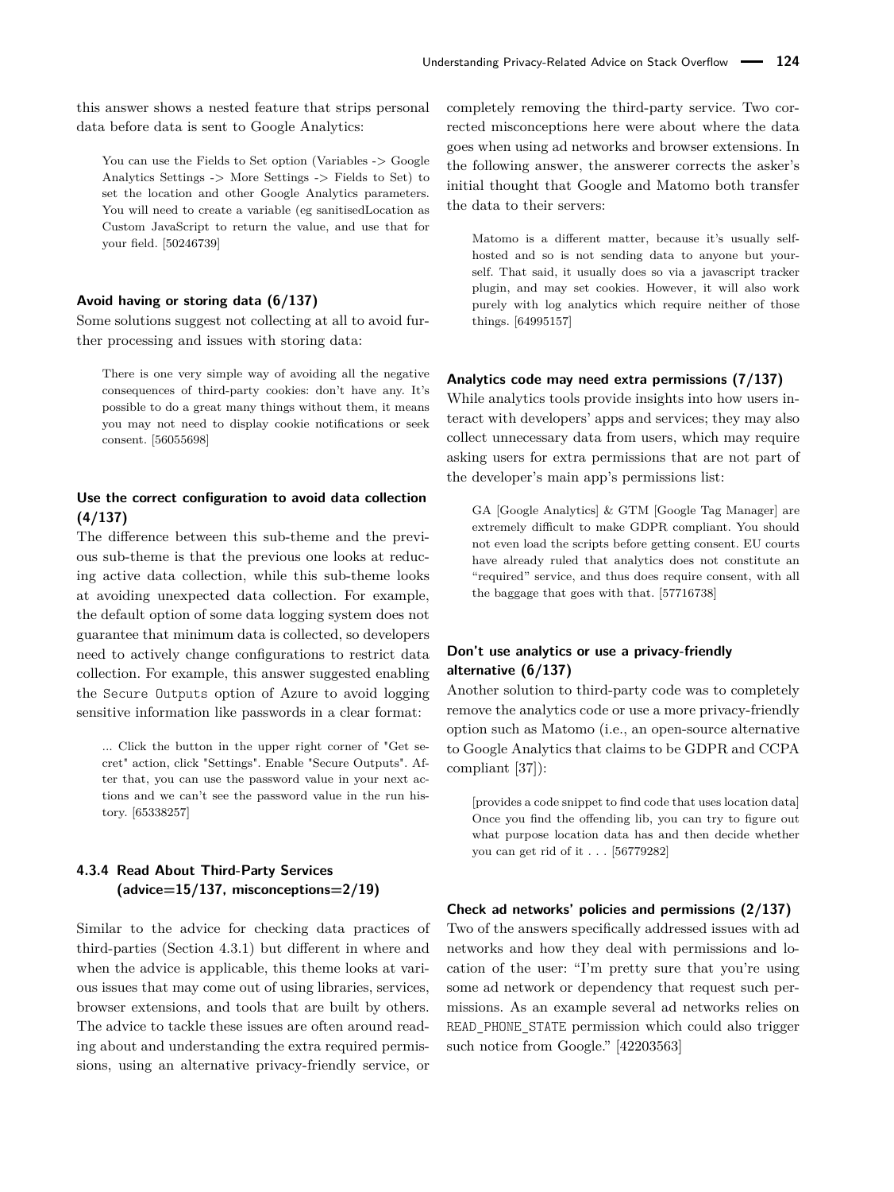this answer shows a nested feature that strips personal data before data is sent to Google Analytics:

> You can use the Fields to Set option (Variables -> Google Analytics Settings -> More Settings -> Fields to Set) to set the location and other Google Analytics parameters. You will need to create a variable (eg sanitisedLocation as Custom JavaScript to return the value, and use that for your field. [50246739]

#### Avoid having or storing data (6/137)

Some solutions suggest not collecting at all to avoid further processing and issues with storing data:

> There is one very simple way of avoiding all the negative consequences of third-party cookies: don't have any. It's possible to do a great many things without them, it means you may not need to display cookie notifications or seek consent. [56055698]

#### Use the correct configuration to avoid data collection (4/137)

The difference between this sub-theme and the previous sub-theme is that the previous one looks at reducing active data collection, while this sub-theme looks at avoiding unexpected data collection. For example, the default option of some data logging system does not guarantee that minimum data is collected, so developers need to actively change configurations to restrict data collection. For example, this answer suggested enabling the `Secure Outputs` option of Azure to avoid logging sensitive information like passwords in a clear format:

> ... Click the button in the upper right corner of "Get secret" action, click "Settings". Enable "Secure Outputs". After that, you can use the password value in your next actions and we can't see the password value in the run history. [65338257]

### 4.3.4 Read About Third-Party Services (advice=15/137, misconceptions=2/19)

Similar to the advice for checking data practices of third-parties (Section 4.3.1) but different in where and when the advice is applicable, this theme looks at various issues that may come out of using libraries, services, browser extensions, and tools that are built by others. The advice to tackle these issues are often around reading about and understanding the extra required permissions, using an alternative privacy-friendly service, or completely removing the third-party service. Two corrected misconceptions here were about where the data goes when using ad networks and browser extensions. In the following answer, the answerer corrects the asker's initial thought that Google and Matomo both transfer the data to their servers:

> Matomo is a different matter, because it's usually self-hosted and so is not sending data to anyone but yourself. That said, it usually does so via a javascript tracker plugin, and may set cookies. However, it will also work purely with log analytics which require neither of those things. [64995157]

#### Analytics code may need extra permissions (7/137)

While analytics tools provide insights into how users interact with developers' apps and services; they may also collect unnecessary data from users, which may require asking users for extra permissions that are not part of the developer's main app's permissions list:

> GA [Google Analytics] & GTM [Google Tag Manager] are extremely difficult to make GDPR compliant. You should not even load the scripts before getting consent. EU courts have already ruled that analytics does not constitute an "required" service, and thus does require consent, with all the baggage that goes with that. [57716738]

#### Don't use analytics or use a privacy-friendly alternative (6/137)

Another solution to third-party code was to completely remove the analytics code or use a more privacy-friendly option such as Matomo (i.e., an open-source alternative to Google Analytics that claims to be GDPR and CCPA compliant [37]):

> [provides a code snippet to find code that uses location data] Once you find the offending lib, you can try to figure out what purpose location data has and then decide whether you can get rid of it . . . [56779282]

#### Check ad networks' policies and permissions (2/137)

Two of the answers specifically addressed issues with ad networks and how they deal with permissions and location of the user: "I'm pretty sure that you're using some ad network or dependency that request such permissions. As an example several ad networks relies on `READ_PHONE_STATE` permission which could also trigger such notice from Google." [42203563]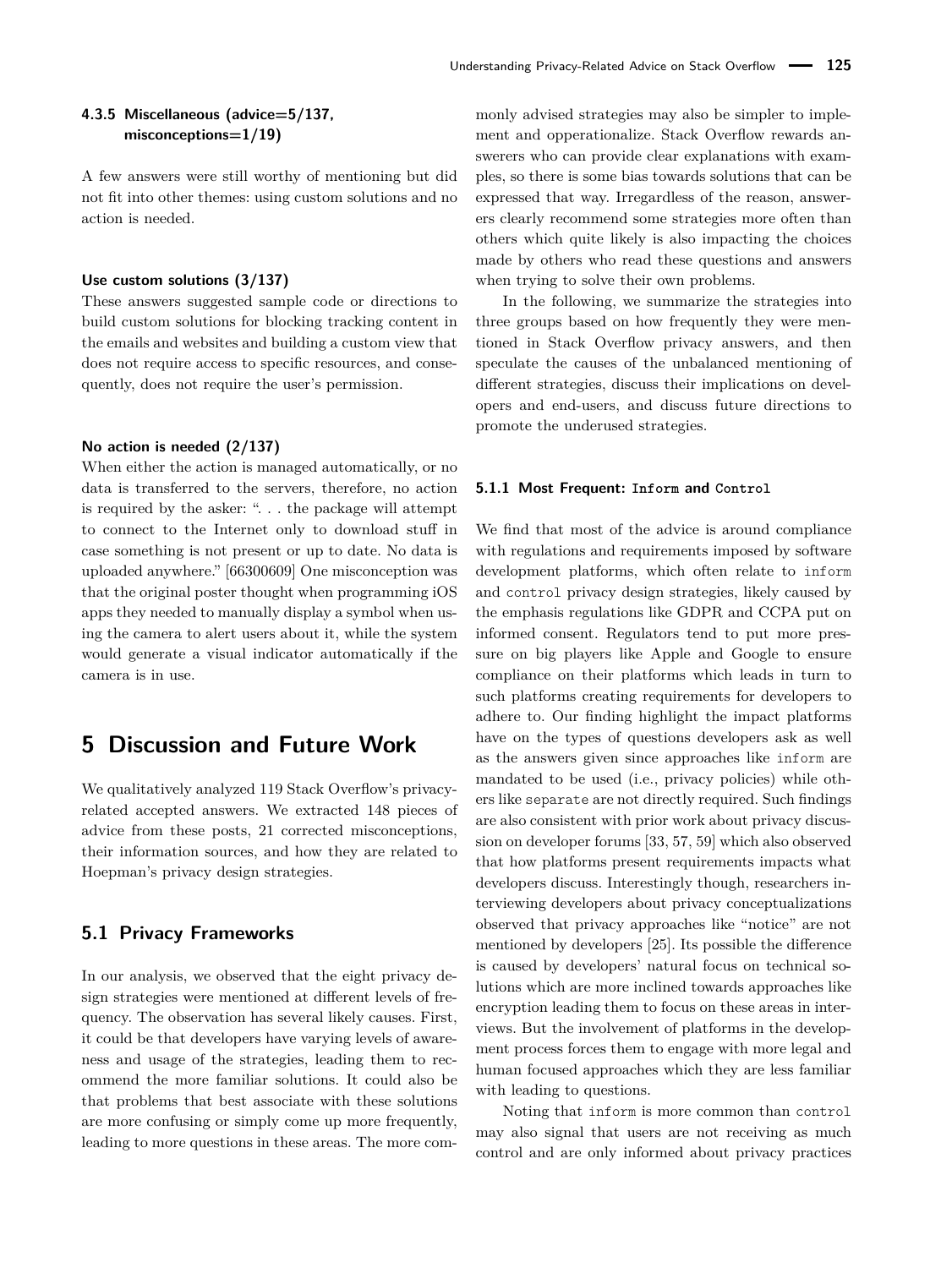#### 4.3.5 Miscellaneous (advice=5/137, misconceptions=1/19)

A few answers were still worthy of mentioning but did not fit into other themes: using custom solutions and no action is needed.

**Use custom solutions (3/137)**

These answers suggested sample code or directions to build custom solutions for blocking tracking content in the emails and websites and building a custom view that does not require access to specific resources, and consequently, does not require the user's permission.

**No action is needed (2/137)**

When either the action is managed automatically, or no data is transferred to the servers, therefore, no action is required by the asker: ". . . the package will attempt to connect to the Internet only to download stuff in case something is not present or up to date. No data is uploaded anywhere." [66300609] One misconception was that the original poster thought when programming iOS apps they needed to manually display a symbol when using the camera to alert users about it, while the system would generate a visual indicator automatically if the camera is in use.

## 5 Discussion and Future Work

We qualitatively analyzed 119 Stack Overflow's privacy-related accepted answers. We extracted 148 pieces of advice from these posts, 21 corrected misconceptions, their information sources, and how they are related to Hoepman's privacy design strategies.

### 5.1 Privacy Frameworks

In our analysis, we observed that the eight privacy design strategies were mentioned at different levels of frequency. The observation has several likely causes. First, it could be that developers have varying levels of awareness and usage of the strategies, leading them to recommend the more familiar solutions. It could also be that problems that best associate with these solutions are more confusing or simply come up more frequently, leading to more questions in these areas. The more commonly advised strategies may also be simpler to implement and opperationalize. Stack Overflow rewards answerers who can provide clear explanations with examples, so there is some bias towards solutions that can be expressed that way. Irregardless of the reason, answerers clearly recommend some strategies more often than others which quite likely is also impacting the choices made by others who read these questions and answers when trying to solve their own problems.

In the following, we summarize the strategies into three groups based on how frequently they were mentioned in Stack Overflow privacy answers, and then speculate the causes of the unbalanced mentioning of different strategies, discuss their implications on developers and end-users, and discuss future directions to promote the underused strategies.

#### 5.1.1 Most Frequent: `Inform` and `Control`

We find that most of the advice is around compliance with regulations and requirements imposed by software development platforms, which often relate to `inform` and `control` privacy design strategies, likely caused by the emphasis regulations like GDPR and CCPA put on informed consent. Regulators tend to put more pressure on big players like Apple and Google to ensure compliance on their platforms which leads in turn to such platforms creating requirements for developers to adhere to. Our finding highlight the impact platforms have on the types of questions developers ask as well as the answers given since approaches like `inform` are mandated to be used (i.e., privacy policies) while others like `separate` are not directly required. Such findings are also consistent with prior work about privacy discussion on developer forums [33, 57, 59] which also observed that how platforms present requirements impacts what developers discuss. Interestingly though, researchers interviewing developers about privacy conceptualizations observed that privacy approaches like "notice" are not mentioned by developers [25]. Its possible the difference is caused by developers' natural focus on technical solutions which are more inclined towards approaches like encryption leading them to focus on these areas in interviews. But the involvement of platforms in the development process forces them to engage with more legal and human focused approaches which they are less familiar with leading to questions.

Noting that `inform` is more common than `control` may also signal that users are not receiving as much control and are only informed about privacy practices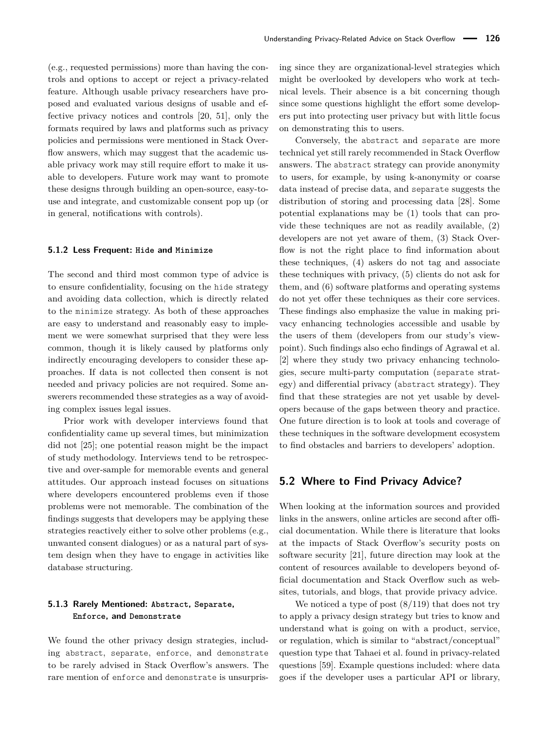(e.g., requested permissions) more than having the controls and options to accept or reject a privacy-related feature. Although usable privacy researchers have proposed and evaluated various designs of usable and effective privacy notices and controls [20, 51], only the formats required by laws and platforms such as privacy policies and permissions were mentioned in Stack Overflow answers, which may suggest that the academic usable privacy work may still require effort to make it usable to developers. Future work may want to promote these designs through building an open-source, easy-to-use and integrate, and customizable consent pop up (or in general, notifications with controls).

### 5.1.2 Less Frequent: `Hide` and `Minimize`

The second and third most common type of advice is to ensure confidentiality, focusing on the `hide` strategy and avoiding data collection, which is directly related to the `minimize` strategy. As both of these approaches are easy to understand and reasonably easy to implement we were somewhat surprised that they were less common, though it is likely caused by platforms only indirectly encouraging developers to consider these approaches. If data is not collected then consent is not needed and privacy policies are not required. Some answerers recommended these strategies as a way of avoiding complex issues legal issues.

Prior work with developer interviews found that confidentiality came up several times, but minimization did not [25]; one potential reason might be the impact of study methodology. Interviews tend to be retrospective and over-sample for memorable events and general attitudes. Our approach instead focuses on situations where developers encountered problems even if those problems were not memorable. The combination of the findings suggests that developers may be applying these strategies reactively either to solve other problems (e.g., unwanted consent dialogues) or as a natural part of system design when they have to engage in activities like database structuring.

### 5.1.3 Rarely Mentioned: `Abstract`, `Separate`, `Enforce`, and `Demonstrate`

We found the other privacy design strategies, including `abstract`, `separate`, `enforce`, and `demonstrate` to be rarely advised in Stack Overflow's answers. The rare mention of `enforce` and `demonstrate` is unsurprising since they are organizational-level strategies which might be overlooked by developers who work at technical levels. Their absence is a bit concerning though since some questions highlight the effort some developers put into protecting user privacy but with little focus on demonstrating this to users.

Conversely, the `abstract` and `separate` are more technical yet still rarely recommended in Stack Overflow answers. The `abstract` strategy can provide anonymity to users, for example, by using k-anonymity or coarse data instead of precise data, and `separate` suggests the distribution of storing and processing data [28]. Some potential explanations may be (1) tools that can provide these techniques are not as readily available, (2) developers are not yet aware of them, (3) Stack Overflow is not the right place to find information about these techniques, (4) askers do not tag and associate these techniques with privacy, (5) clients do not ask for them, and (6) software platforms and operating systems do not yet offer these techniques as their core services. These findings also emphasize the value in making privacy enhancing technologies accessible and usable by the users of them (developers from our study's viewpoint). Such findings also echo findings of Agrawal et al. [2] where they study two privacy enhancing technologies, secure multi-party computation (`separate` strategy) and differential privacy (`abstract` strategy). They find that these strategies are not yet usable by developers because of the gaps between theory and practice. One future direction is to look at tools and coverage of these techniques in the software development ecosystem to find obstacles and barriers to developers' adoption.

## 5.2 Where to Find Privacy Advice?

When looking at the information sources and provided links in the answers, online articles are second after official documentation. While there is literature that looks at the impacts of Stack Overflow's security posts on software security [21], future direction may look at the content of resources available to developers beyond official documentation and Stack Overflow such as websites, tutorials, and blogs, that provide privacy advice.

We noticed a type of post (8/119) that does not try to apply a privacy design strategy but tries to know and understand what is going on with a product, service, or regulation, which is similar to "abstract/conceptual" question type that Tahaei et al. found in privacy-related questions [59]. Example questions included: where data goes if the developer uses a particular API or library,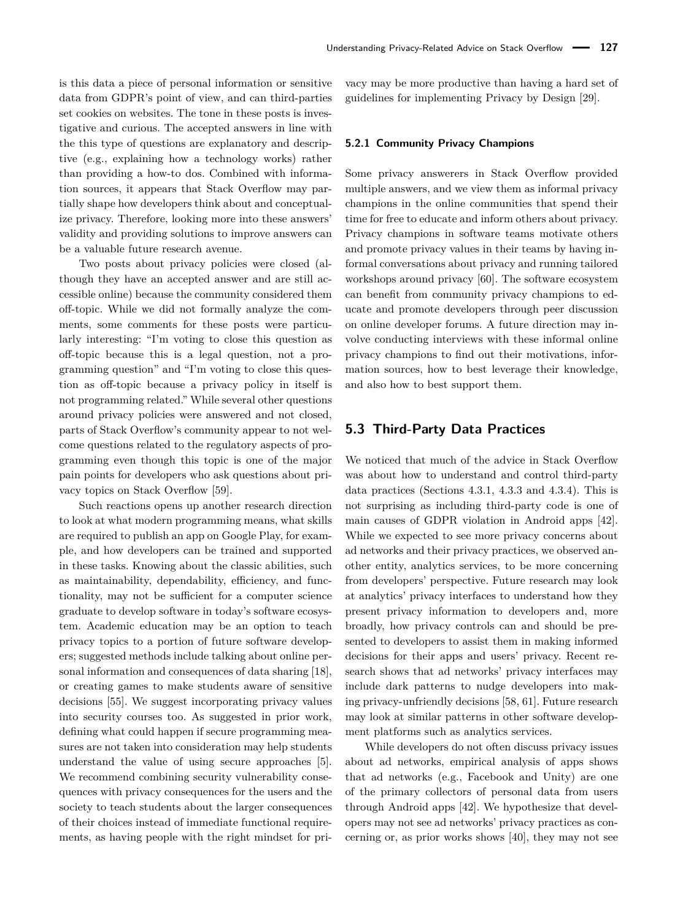is this data a piece of personal information or sensitive data from GDPR's point of view, and can third-parties set cookies on websites. The tone in these posts is investigative and curious. The accepted answers in line with the this type of questions are explanatory and descriptive (e.g., explaining how a technology works) rather than providing a how-to dos. Combined with information sources, it appears that Stack Overflow may partially shape how developers think about and conceptualize privacy. Therefore, looking more into these answers' validity and providing solutions to improve answers can be a valuable future research avenue.

Two posts about privacy policies were closed (although they have an accepted answer and are still accessible online) because the community considered them off-topic. While we did not formally analyze the comments, some comments for these posts were particularly interesting: "I'm voting to close this question as off-topic because this is a legal question, not a programming question" and "I'm voting to close this question as off-topic because a privacy policy in itself is not programming related." While several other questions around privacy policies were answered and not closed, parts of Stack Overflow's community appear to not welcome questions related to the regulatory aspects of programming even though this topic is one of the major pain points for developers who ask questions about privacy topics on Stack Overflow [59].

Such reactions opens up another research direction to look at what modern programming means, what skills are required to publish an app on Google Play, for example, and how developers can be trained and supported in these tasks. Knowing about the classic abilities, such as maintainability, dependability, efficiency, and functionality, may not be sufficient for a computer science graduate to develop software in today's software ecosystem. Academic education may be an option to teach privacy topics to a portion of future software developers; suggested methods include talking about online personal information and consequences of data sharing [18], or creating games to make students aware of sensitive decisions [55]. We suggest incorporating privacy values into security courses too. As suggested in prior work, defining what could happen if secure programming measures are not taken into consideration may help students understand the value of using secure approaches [5]. We recommend combining security vulnerability consequences with privacy consequences for the users and the society to teach students about the larger consequences of their choices instead of immediate functional requirements, as having people with the right mindset for privacy may be more productive than having a hard set of guidelines for implementing Privacy by Design [29].

#### 5.2.1 Community Privacy Champions

Some privacy answerers in Stack Overflow provided multiple answers, and we view them as informal privacy champions in the online communities that spend their time for free to educate and inform others about privacy. Privacy champions in software teams motivate others and promote privacy values in their teams by having informal conversations about privacy and running tailored workshops around privacy [60]. The software ecosystem can benefit from community privacy champions to educate and promote developers through peer discussion on online developer forums. A future direction may involve conducting interviews with these informal online privacy champions to find out their motivations, information sources, how to best leverage their knowledge, and also how to best support them.

### 5.3 Third-Party Data Practices

We noticed that much of the advice in Stack Overflow was about how to understand and control third-party data practices (Sections 4.3.1, 4.3.3 and 4.3.4). This is not surprising as including third-party code is one of main causes of GDPR violation in Android apps [42]. While we expected to see more privacy concerns about ad networks and their privacy practices, we observed another entity, analytics services, to be more concerning from developers' perspective. Future research may look at analytics' privacy interfaces to understand how they present privacy information to developers and, more broadly, how privacy controls can and should be presented to developers to assist them in making informed decisions for their apps and users' privacy. Recent research shows that ad networks' privacy interfaces may include dark patterns to nudge developers into making privacy-unfriendly decisions [58, 61]. Future research may look at similar patterns in other software development platforms such as analytics services.

While developers do not often discuss privacy issues about ad networks, empirical analysis of apps shows that ad networks (e.g., Facebook and Unity) are one of the primary collectors of personal data from users through Android apps [42]. We hypothesize that developers may not see ad networks' privacy practices as concerning or, as prior works shows [40], they may not see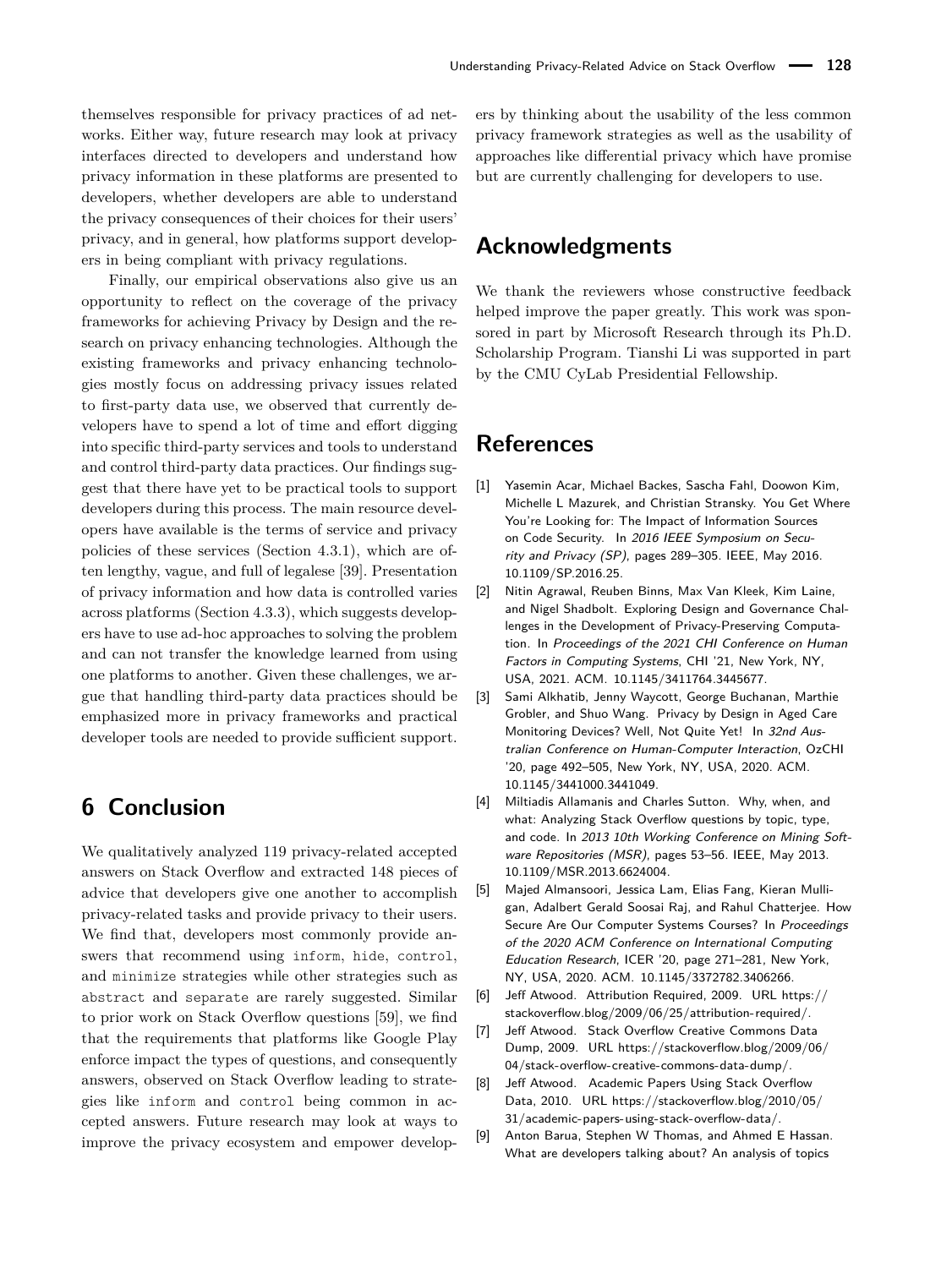themselves responsible for privacy practices of ad networks. Either way, future research may look at privacy interfaces directed to developers and understand how privacy information in these platforms are presented to developers, whether developers are able to understand the privacy consequences of their choices for their users' privacy, and in general, how platforms support developers in being compliant with privacy regulations.

Finally, our empirical observations also give us an opportunity to reflect on the coverage of the privacy frameworks for achieving Privacy by Design and the research on privacy enhancing technologies. Although the existing frameworks and privacy enhancing technologies mostly focus on addressing privacy issues related to first-party data use, we observed that currently developers have to spend a lot of time and effort digging into specific third-party services and tools to understand and control third-party data practices. Our findings suggest that there have yet to be practical tools to support developers during this process. The main resource developers have available is the terms of service and privacy policies of these services (Section 4.3.1), which are often lengthy, vague, and full of legalese [39]. Presentation of privacy information and how data is controlled varies across platforms (Section 4.3.3), which suggests developers have to use ad-hoc approaches to solving the problem and can not transfer the knowledge learned from using one platforms to another. Given these challenges, we argue that handling third-party data practices should be emphasized more in privacy frameworks and practical developer tools are needed to provide sufficient support.

## 6 Conclusion

We qualitatively analyzed 119 privacy-related accepted answers on Stack Overflow and extracted 148 pieces of advice that developers give one another to accomplish privacy-related tasks and provide privacy to their users. We find that, developers most commonly provide answers that recommend using `inform`, `hide`, `control`, and `minimize` strategies while other strategies such as `abstract` and `separate` are rarely suggested. Similar to prior work on Stack Overflow questions [59], we find that the requirements that platforms like Google Play enforce impact the types of questions, and consequently answers, observed on Stack Overflow leading to strategies like `inform` and `control` being common in accepted answers. Future research may look at ways to improve the privacy ecosystem and empower developers by thinking about the usability of the less common privacy framework strategies as well as the usability of approaches like differential privacy which have promise but are currently challenging for developers to use.

## Acknowledgments

We thank the reviewers whose constructive feedback helped improve the paper greatly. This work was sponsored in part by Microsoft Research through its Ph.D. Scholarship Program. Tianshi Li was supported in part by the CMU CyLab Presidential Fellowship.

## References

[1] Yasemin Acar, Michael Backes, Sascha Fahl, Doowon Kim, Michelle L Mazurek, and Christian Stransky. You Get Where You're Looking for: The Impact of Information Sources on Code Security. In *2016 IEEE Symposium on Security and Privacy (SP)*, pages 289–305. IEEE, May 2016. 10.1109/SP.2016.25.

[2] Nitin Agrawal, Reuben Binns, Max Van Kleek, Kim Laine, and Nigel Shadbolt. Exploring Design and Governance Challenges in the Development of Privacy-Preserving Computation. In *Proceedings of the 2021 CHI Conference on Human Factors in Computing Systems*, CHI '21, New York, NY, USA, 2021. ACM. 10.1145/3411764.3445677.

[3] Sami Alkhatib, Jenny Waycott, George Buchanan, Marthie Grobler, and Shuo Wang. Privacy by Design in Aged Care Monitoring Devices? Well, Not Quite Yet! In *32nd Australian Conference on Human-Computer Interaction*, OzCHI '20, page 492–505, New York, NY, USA, 2020. ACM. 10.1145/3441000.3441049.

[4] Miltiadis Allamanis and Charles Sutton. Why, when, and what: Analyzing Stack Overflow questions by topic, type, and code. In *2013 10th Working Conference on Mining Software Repositories (MSR)*, pages 53–56. IEEE, May 2013. 10.1109/MSR.2013.6624004.

[5] Majed Almansoori, Jessica Lam, Elias Fang, Kieran Mulligan, Adalbert Gerald Soosai Raj, and Rahul Chatterjee. How Secure Are Our Computer Systems Courses? In *Proceedings of the 2020 ACM Conference on International Computing Education Research*, ICER '20, page 271–281, New York, NY, USA, 2020. ACM. 10.1145/3372782.3406266.

[6] Jeff Atwood. Attribution Required, 2009. URL https://stackoverflow.blog/2009/06/25/attribution-required/.

[7] Jeff Atwood. Stack Overflow Creative Commons Data Dump, 2009. URL https://stackoverflow.blog/2009/06/04/stack-overflow-creative-commons-data-dump/.

[8] Jeff Atwood. Academic Papers Using Stack Overflow Data, 2010. URL https://stackoverflow.blog/2010/05/31/academic-papers-using-stack-overflow-data/.

[9] Anton Barua, Stephen W Thomas, and Ahmed E Hassan. What are developers talking about? An analysis of topics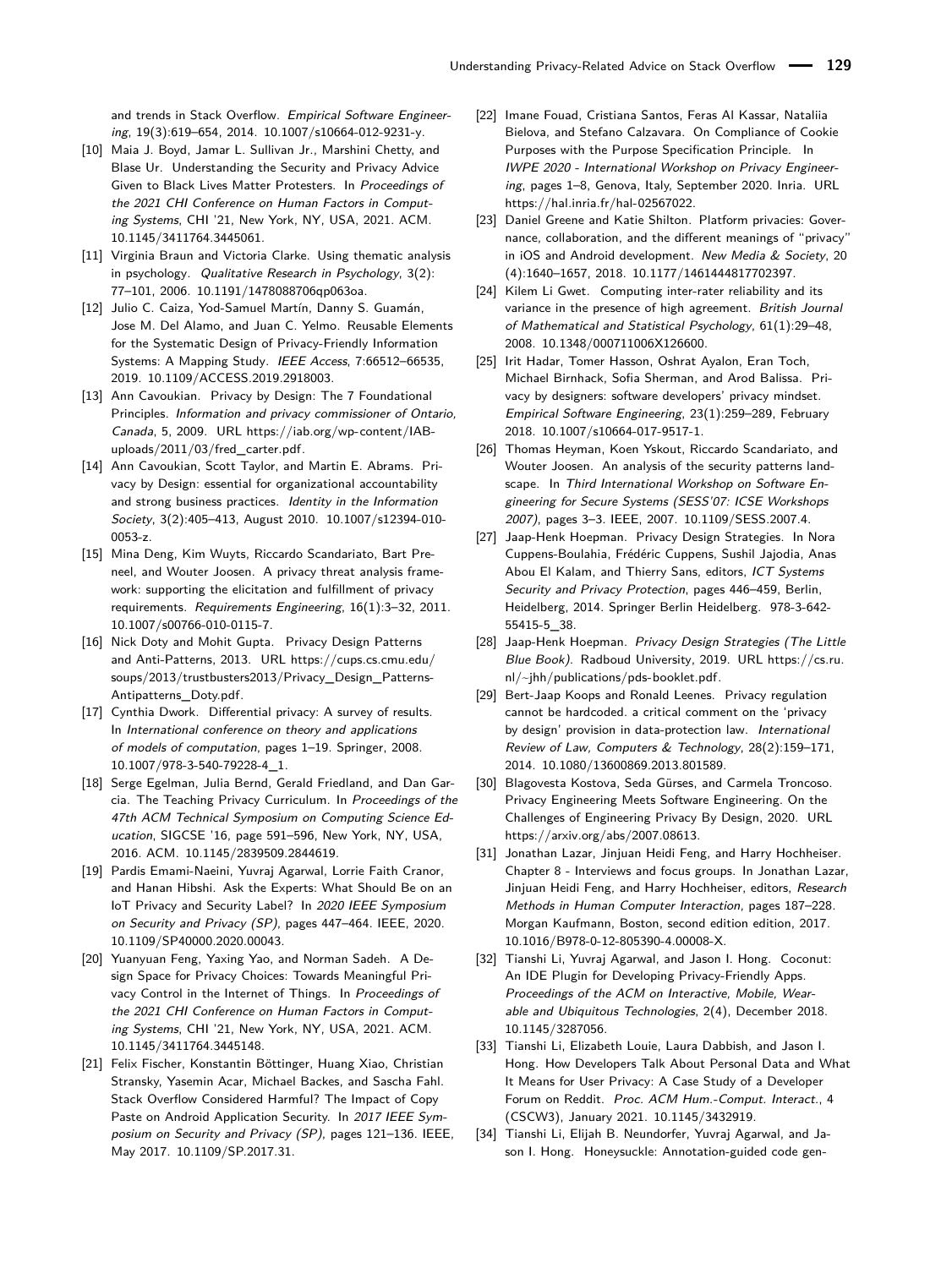and trends in Stack Overflow. *Empirical Software Engineering*, 19(3):619–654, 2014. 10.1007/s10664-012-9231-y.

[10] Maia J. Boyd, Jamar L. Sullivan Jr., Marshini Chetty, and Blase Ur. Understanding the Security and Privacy Advice Given to Black Lives Matter Protesters. In *Proceedings of the 2021 CHI Conference on Human Factors in Computing Systems*, CHI '21, New York, NY, USA, 2021. ACM. 10.1145/3411764.3445061.

[11] Virginia Braun and Victoria Clarke. Using thematic analysis in psychology. *Qualitative Research in Psychology*, 3(2): 77–101, 2006. 10.1191/1478088706qp063oa.

[12] Julio C. Caiza, Yod-Samuel Martín, Danny S. Guamán, Jose M. Del Alamo, and Juan C. Yelmo. Reusable Elements for the Systematic Design of Privacy-Friendly Information Systems: A Mapping Study. *IEEE Access*, 7:66512–66535, 2019. 10.1109/ACCESS.2019.2918003.

[13] Ann Cavoukian. Privacy by Design: The 7 Foundational Principles. *Information and privacy commissioner of Ontario, Canada*, 5, 2009. URL https://iab.org/wp-content/IAB-uploads/2011/03/fred_carter.pdf.

[14] Ann Cavoukian, Scott Taylor, and Martin E. Abrams. Privacy by Design: essential for organizational accountability and strong business practices. *Identity in the Information Society*, 3(2):405–413, August 2010. 10.1007/s12394-010-0053-z.

[15] Mina Deng, Kim Wuyts, Riccardo Scandariato, Bart Preneel, and Wouter Joosen. A privacy threat analysis framework: supporting the elicitation and fulfillment of privacy requirements. *Requirements Engineering*, 16(1):3–32, 2011. 10.1007/s00766-010-0115-7.

[16] Nick Doty and Mohit Gupta. Privacy Design Patterns and Anti-Patterns, 2013. URL https://cups.cs.cmu.edu/soups/2013/trustbusters2013/Privacy_Design_Patterns-Antipatterns_Doty.pdf.

[17] Cynthia Dwork. Differential privacy: A survey of results. In *International conference on theory and applications of models of computation*, pages 1–19. Springer, 2008. 10.1007/978-3-540-79228-4_1.

[18] Serge Egelman, Julia Bernd, Gerald Friedland, and Dan Garcia. The Teaching Privacy Curriculum. In *Proceedings of the 47th ACM Technical Symposium on Computing Science Education*, SIGCSE '16, page 591–596, New York, NY, USA, 2016. ACM. 10.1145/2839509.2844619.

[19] Pardis Emami-Naeini, Yuvraj Agarwal, Lorrie Faith Cranor, and Hanan Hibshi. Ask the Experts: What Should Be on an IoT Privacy and Security Label? In *2020 IEEE Symposium on Security and Privacy (SP)*, pages 447–464. IEEE, 2020. 10.1109/SP40000.2020.00043.

[20] Yuanyuan Feng, Yaxing Yao, and Norman Sadeh. A Design Space for Privacy Choices: Towards Meaningful Privacy Control in the Internet of Things. In *Proceedings of the 2021 CHI Conference on Human Factors in Computing Systems*, CHI '21, New York, NY, USA, 2021. ACM. 10.1145/3411764.3445148.

[21] Felix Fischer, Konstantin Böttinger, Huang Xiao, Christian Stransky, Yasemin Acar, Michael Backes, and Sascha Fahl. Stack Overflow Considered Harmful? The Impact of Copy Paste on Android Application Security. In *2017 IEEE Symposium on Security and Privacy (SP)*, pages 121–136. IEEE, May 2017. 10.1109/SP.2017.31.

[22] Imane Fouad, Cristiana Santos, Feras Al Kassar, Nataliia Bielova, and Stefano Calzavara. On Compliance of Cookie Purposes with the Purpose Specification Principle. In *IWPE 2020 - International Workshop on Privacy Engineering*, pages 1–8, Genova, Italy, September 2020. Inria. URL https://hal.inria.fr/hal-02567022.

[23] Daniel Greene and Katie Shilton. Platform privacies: Governance, collaboration, and the different meanings of "privacy" in iOS and Android development. *New Media & Society*, 20 (4):1640–1657, 2018. 10.1177/1461444817702397.

[24] Kilem Li Gwet. Computing inter-rater reliability and its variance in the presence of high agreement. *British Journal of Mathematical and Statistical Psychology*, 61(1):29–48, 2008. 10.1348/000711006X126600.

[25] Irit Hadar, Tomer Hasson, Oshrat Ayalon, Eran Toch, Michael Birnhack, Sofia Sherman, and Arod Balissa. Privacy by designers: software developers' privacy mindset. *Empirical Software Engineering*, 23(1):259–289, February 2018. 10.1007/s10664-017-9517-1.

[26] Thomas Heyman, Koen Yskout, Riccardo Scandariato, and Wouter Joosen. An analysis of the security patterns landscape. In *Third International Workshop on Software Engineering for Secure Systems (SESS'07: ICSE Workshops 2007)*, pages 3–3. IEEE, 2007. 10.1109/SESS.2007.4.

[27] Jaap-Henk Hoepman. Privacy Design Strategies. In Nora Cuppens-Boulahia, Frédéric Cuppens, Sushil Jajodia, Anas Abou El Kalam, and Thierry Sans, editors, *ICT Systems Security and Privacy Protection*, pages 446–459, Berlin, Heidelberg, 2014. Springer Berlin Heidelberg. 978-3-642-55415-5_38.

[28] Jaap-Henk Hoepman. *Privacy Design Strategies (The Little Blue Book)*. Radboud University, 2019. URL https://cs.ru.nl/~jhh/publications/pds-booklet.pdf.

[29] Bert-Jaap Koops and Ronald Leenes. Privacy regulation cannot be hardcoded. a critical comment on the 'privacy by design' provision in data-protection law. *International Review of Law, Computers & Technology*, 28(2):159–171, 2014. 10.1080/13600869.2013.801589.

[30] Blagovesta Kostova, Seda Gürses, and Carmela Troncoso. Privacy Engineering Meets Software Engineering. On the Challenges of Engineering Privacy By Design, 2020. URL https://arxiv.org/abs/2007.08613.

[31] Jonathan Lazar, Jinjuan Heidi Feng, and Harry Hochheiser. Chapter 8 - Interviews and focus groups. In Jonathan Lazar, Jinjuan Heidi Feng, and Harry Hochheiser, editors, *Research Methods in Human Computer Interaction*, pages 187–228. Morgan Kaufmann, Boston, second edition edition, 2017. 10.1016/B978-0-12-805390-4.00008-X.

[32] Tianshi Li, Yuvraj Agarwal, and Jason I. Hong. Coconut: An IDE Plugin for Developing Privacy-Friendly Apps. *Proceedings of the ACM on Interactive, Mobile, Wearable and Ubiquitous Technologies*, 2(4), December 2018. 10.1145/3287056.

[33] Tianshi Li, Elizabeth Louie, Laura Dabbish, and Jason I. Hong. How Developers Talk About Personal Data and What It Means for User Privacy: A Case Study of a Developer Forum on Reddit. *Proc. ACM Hum.-Comput. Interact.*, 4 (CSCW3), January 2021. 10.1145/3432919.

[34] Tianshi Li, Elijah B. Neundorfer, Yuvraj Agarwal, and Jason I. Hong. Honeysuckle: Annotation-guided code gen-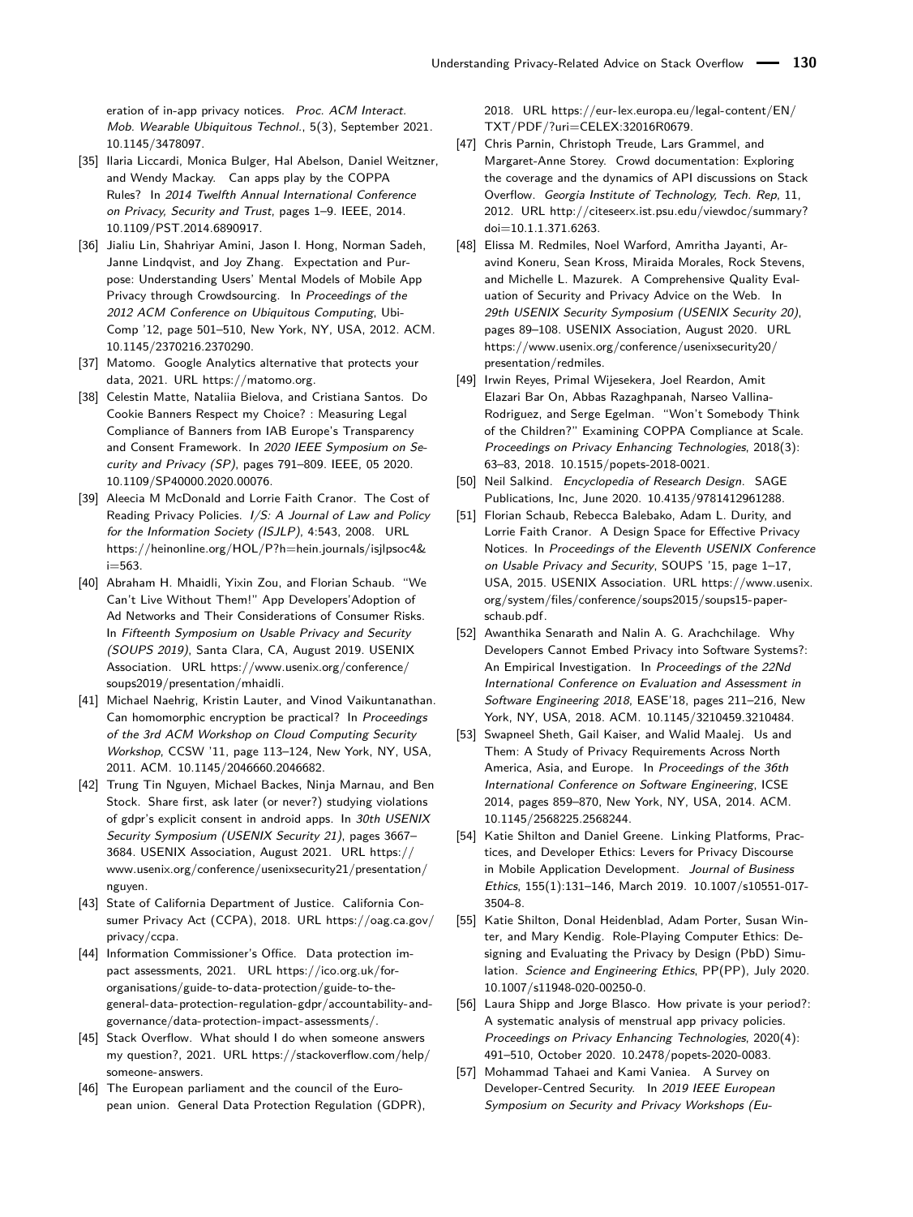eration of in-app privacy notices. *Proc. ACM Interact. Mob. Wearable Ubiquitous Technol.*, 5(3), September 2021. 10.1145/3478097.

[35] Ilaria Liccardi, Monica Bulger, Hal Abelson, Daniel Weitzner, and Wendy Mackay. Can apps play by the COPPA Rules? In *2014 Twelfth Annual International Conference on Privacy, Security and Trust*, pages 1–9. IEEE, 2014. 10.1109/PST.2014.6890917.

[36] Jialiu Lin, Shahriyar Amini, Jason I. Hong, Norman Sadeh, Janne Lindqvist, and Joy Zhang. Expectation and Purpose: Understanding Users' Mental Models of Mobile App Privacy through Crowdsourcing. In *Proceedings of the 2012 ACM Conference on Ubiquitous Computing*, UbiComp '12, page 501–510, New York, NY, USA, 2012. ACM. 10.1145/2370216.2370290.

[37] Matomo. Google Analytics alternative that protects your data, 2021. URL https://matomo.org.

[38] Celestin Matte, Nataliia Bielova, and Cristiana Santos. Do Cookie Banners Respect my Choice? : Measuring Legal Compliance of Banners from IAB Europe's Transparency and Consent Framework. In *2020 IEEE Symposium on Security and Privacy (SP)*, pages 791–809. IEEE, 05 2020. 10.1109/SP40000.2020.00076.

[39] Aleecia M McDonald and Lorrie Faith Cranor. The Cost of Reading Privacy Policies. *I/S: A Journal of Law and Policy for the Information Society (ISJLP)*, 4:543, 2008. URL https://heinonline.org/HOL/P?h=hein.journals/isjlpsoc4&i=563.

[40] Abraham H. Mhaidli, Yixin Zou, and Florian Schaub. "We Can't Live Without Them!" App Developers'Adoption of Ad Networks and Their Considerations of Consumer Risks. In *Fifteenth Symposium on Usable Privacy and Security (SOUPS 2019)*, Santa Clara, CA, August 2019. USENIX Association. URL https://www.usenix.org/conference/soups2019/presentation/mhaidli.

[41] Michael Naehrig, Kristin Lauter, and Vinod Vaikuntanathan. Can homomorphic encryption be practical? In *Proceedings of the 3rd ACM Workshop on Cloud Computing Security Workshop*, CCSW '11, page 113–124, New York, NY, USA, 2011. ACM. 10.1145/2046660.2046682.

[42] Trung Tin Nguyen, Michael Backes, Ninja Marnau, and Ben Stock. Share first, ask later (or never?) studying violations of gdpr's explicit consent in android apps. In *30th USENIX Security Symposium (USENIX Security 21)*, pages 3667–3684. USENIX Association, August 2021. URL https://www.usenix.org/conference/usenixsecurity21/presentation/nguyen.

[43] State of California Department of Justice. California Consumer Privacy Act (CCPA), 2018. URL https://oag.ca.gov/privacy/ccpa.

[44] Information Commissioner's Office. Data protection impact assessments, 2021. URL https://ico.org.uk/for-organisations/guide-to-data-protection/guide-to-the-general-data-protection-regulation-gdpr/accountability-and-governance/data-protection-impact-assessments/.

[45] Stack Overflow. What should I do when someone answers my question?, 2021. URL https://stackoverflow.com/help/someone-answers.

[46] The European parliament and the council of the European union. General Data Protection Regulation (GDPR), 2018. URL https://eur-lex.europa.eu/legal-content/EN/TXT/PDF/?uri=CELEX:32016R0679.

[47] Chris Parnin, Christoph Treude, Lars Grammel, and Margaret-Anne Storey. Crowd documentation: Exploring the coverage and the dynamics of API discussions on Stack Overflow. *Georgia Institute of Technology, Tech. Rep*, 11, 2012. URL http://citeseerx.ist.psu.edu/viewdoc/summary?doi=10.1.1.371.6263.

[48] Elissa M. Redmiles, Noel Warford, Amritha Jayanti, Aravind Koneru, Sean Kross, Miraida Morales, Rock Stevens, and Michelle L. Mazurek. A Comprehensive Quality Evaluation of Security and Privacy Advice on the Web. In *29th USENIX Security Symposium (USENIX Security 20)*, pages 89–108. USENIX Association, August 2020. URL https://www.usenix.org/conference/usenixsecurity20/presentation/redmiles.

[49] Irwin Reyes, Primal Wijesekera, Joel Reardon, Amit Elazari Bar On, Abbas Razaghpanah, Narseo Vallina-Rodriguez, and Serge Egelman. "Won't Somebody Think of the Children?" Examining COPPA Compliance at Scale. *Proceedings on Privacy Enhancing Technologies*, 2018(3): 63–83, 2018. 10.1515/popets-2018-0021.

[50] Neil Salkind. *Encyclopedia of Research Design*. SAGE Publications, Inc, June 2020. 10.4135/9781412961288.

[51] Florian Schaub, Rebecca Balebako, Adam L. Durity, and Lorrie Faith Cranor. A Design Space for Effective Privacy Notices. In *Proceedings of the Eleventh USENIX Conference on Usable Privacy and Security*, SOUPS '15, page 1–17, USA, 2015. USENIX Association. URL https://www.usenix.org/system/files/conference/soups2015/soups15-paper-schaub.pdf.

[52] Awanthika Senarath and Nalin A. G. Arachchilage. Why Developers Cannot Embed Privacy into Software Systems?: An Empirical Investigation. In *Proceedings of the 22Nd International Conference on Evaluation and Assessment in Software Engineering 2018*, EASE'18, pages 211–216, New York, NY, USA, 2018. ACM. 10.1145/3210459.3210484.

[53] Swapneel Sheth, Gail Kaiser, and Walid Maalej. Us and Them: A Study of Privacy Requirements Across North America, Asia, and Europe. In *Proceedings of the 36th International Conference on Software Engineering*, ICSE 2014, pages 859–870, New York, NY, USA, 2014. ACM. 10.1145/2568225.2568244.

[54] Katie Shilton and Daniel Greene. Linking Platforms, Practices, and Developer Ethics: Levers for Privacy Discourse in Mobile Application Development. *Journal of Business Ethics*, 155(1):131–146, March 2019. 10.1007/s10551-017-3504-8.

[55] Katie Shilton, Donal Heidenblad, Adam Porter, Susan Winter, and Mary Kendig. Role-Playing Computer Ethics: Designing and Evaluating the Privacy by Design (PbD) Simulation. *Science and Engineering Ethics*, PP(PP), July 2020. 10.1007/s11948-020-00250-0.

[56] Laura Shipp and Jorge Blasco. How private is your period?: A systematic analysis of menstrual app privacy policies. *Proceedings on Privacy Enhancing Technologies*, 2020(4): 491–510, October 2020. 10.2478/popets-2020-0083.

[57] Mohammad Tahaei and Kami Vaniea. A Survey on Developer-Centred Security. In *2019 IEEE European Symposium on Security and Privacy Workshops (Eu-*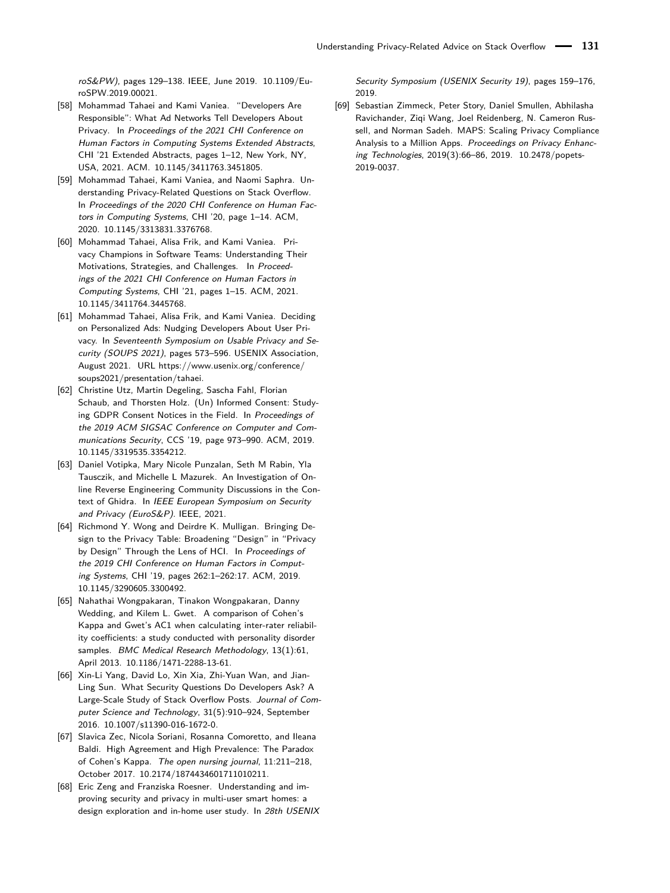*roS&PW)*, pages 129–138. IEEE, June 2019. 10.1109/EuroSPW.2019.00021.

[58] Mohammad Tahaei and Kami Vaniea. "Developers Are Responsible": What Ad Networks Tell Developers About Privacy. In *Proceedings of the 2021 CHI Conference on Human Factors in Computing Systems Extended Abstracts*, CHI '21 Extended Abstracts, pages 1–12, New York, NY, USA, 2021. ACM. 10.1145/3411763.3451805.

[59] Mohammad Tahaei, Kami Vaniea, and Naomi Saphra. Understanding Privacy-Related Questions on Stack Overflow. In *Proceedings of the 2020 CHI Conference on Human Factors in Computing Systems*, CHI '20, page 1–14. ACM, 2020. 10.1145/3313831.3376768.

[60] Mohammad Tahaei, Alisa Frik, and Kami Vaniea. Privacy Champions in Software Teams: Understanding Their Motivations, Strategies, and Challenges. In *Proceedings of the 2021 CHI Conference on Human Factors in Computing Systems*, CHI '21, pages 1–15. ACM, 2021. 10.1145/3411764.3445768.

[61] Mohammad Tahaei, Alisa Frik, and Kami Vaniea. Deciding on Personalized Ads: Nudging Developers About User Privacy. In *Seventeenth Symposium on Usable Privacy and Security (SOUPS 2021)*, pages 573–596. USENIX Association, August 2021. URL https://www.usenix.org/conference/soups2021/presentation/tahaei.

[62] Christine Utz, Martin Degeling, Sascha Fahl, Florian Schaub, and Thorsten Holz. (Un) Informed Consent: Studying GDPR Consent Notices in the Field. In *Proceedings of the 2019 ACM SIGSAC Conference on Computer and Communications Security*, CCS '19, page 973–990. ACM, 2019. 10.1145/3319535.3354212.

[63] Daniel Votipka, Mary Nicole Punzalan, Seth M Rabin, Yla Tausczik, and Michelle L Mazurek. An Investigation of Online Reverse Engineering Community Discussions in the Context of Ghidra. In *IEEE European Symposium on Security and Privacy (EuroS&P)*. IEEE, 2021.

[64] Richmond Y. Wong and Deirdre K. Mulligan. Bringing Design to the Privacy Table: Broadening "Design" in "Privacy by Design" Through the Lens of HCI. In *Proceedings of the 2019 CHI Conference on Human Factors in Computing Systems*, CHI '19, pages 262:1–262:17. ACM, 2019. 10.1145/3290605.3300492.

[65] Nahathai Wongpakaran, Tinakon Wongpakaran, Danny Wedding, and Kilem L. Gwet. A comparison of Cohen's Kappa and Gwet's AC1 when calculating inter-rater reliability coefficients: a study conducted with personality disorder samples. *BMC Medical Research Methodology*, 13(1):61, April 2013. 10.1186/1471-2288-13-61.

[66] Xin-Li Yang, David Lo, Xin Xia, Zhi-Yuan Wan, and Jian-Ling Sun. What Security Questions Do Developers Ask? A Large-Scale Study of Stack Overflow Posts. *Journal of Computer Science and Technology*, 31(5):910–924, September 2016. 10.1007/s11390-016-1672-0.

[67] Slavica Zec, Nicola Soriani, Rosanna Comoretto, and Ileana Baldi. High Agreement and High Prevalence: The Paradox of Cohen's Kappa. *The open nursing journal*, 11:211–218, October 2017. 10.2174/1874434601711010211.

[68] Eric Zeng and Franziska Roesner. Understanding and improving security and privacy in multi-user smart homes: a design exploration and in-home user study. In *28th USENIX Security Symposium (USENIX Security 19)*, pages 159–176, 2019.

[69] Sebastian Zimmeck, Peter Story, Daniel Smullen, Abhilasha Ravichander, Ziqi Wang, Joel Reidenberg, N. Cameron Russell, and Norman Sadeh. MAPS: Scaling Privacy Compliance Analysis to a Million Apps. *Proceedings on Privacy Enhancing Technologies*, 2019(3):66–86, 2019. 10.2478/popets-2019-0037.